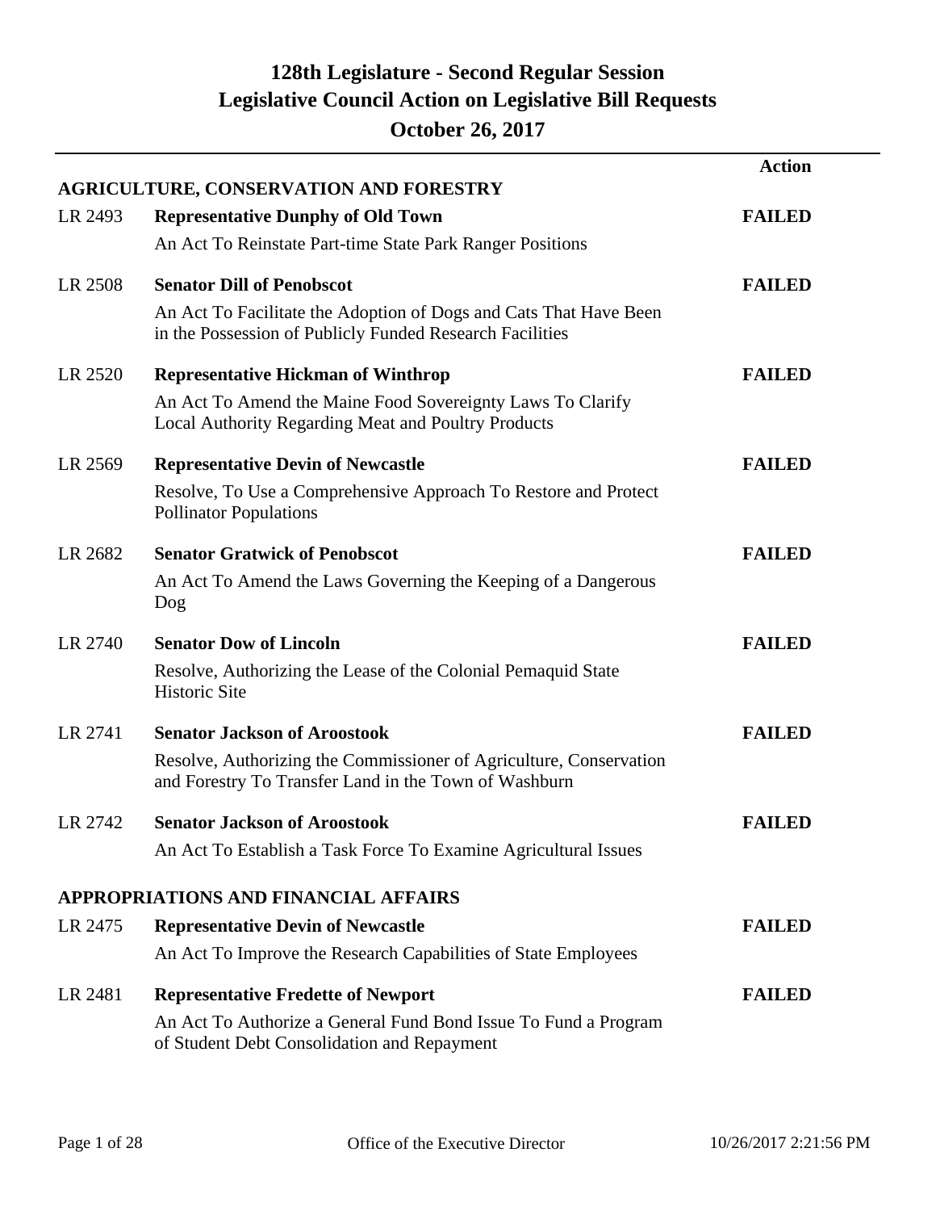# 128th Legislature - Second Regular Session
## Legislative Council Action on Legislative Bill Requests
### October 26, 2017

| | | Action |
|---|---|---|
| **AGRICULTURE, CONSERVATION AND FORESTRY** | | |
| LR 2493 | **Representative Dunphy of Old Town**<br>An Act To Reinstate Part-time State Park Ranger Positions | **FAILED** |
| LR 2508 | **Senator Dill of Penobscot**<br>An Act To Facilitate the Adoption of Dogs and Cats That Have Been in the Possession of Publicly Funded Research Facilities | **FAILED** |
| LR 2520 | **Representative Hickman of Winthrop**<br>An Act To Amend the Maine Food Sovereignty Laws To Clarify Local Authority Regarding Meat and Poultry Products | **FAILED** |
| LR 2569 | **Representative Devin of Newcastle**<br>Resolve, To Use a Comprehensive Approach To Restore and Protect Pollinator Populations | **FAILED** |
| LR 2682 | **Senator Gratwick of Penobscot**<br>An Act To Amend the Laws Governing the Keeping of a Dangerous Dog | **FAILED** |
| LR 2740 | **Senator Dow of Lincoln**<br>Resolve, Authorizing the Lease of the Colonial Pemaquid State Historic Site | **FAILED** |
| LR 2741 | **Senator Jackson of Aroostook**<br>Resolve, Authorizing the Commissioner of Agriculture, Conservation and Forestry To Transfer Land in the Town of Washburn | **FAILED** |
| LR 2742 | **Senator Jackson of Aroostook**<br>An Act To Establish a Task Force To Examine Agricultural Issues | **FAILED** |
| **APPROPRIATIONS AND FINANCIAL AFFAIRS** | | |
| LR 2475 | **Representative Devin of Newcastle**<br>An Act To Improve the Research Capabilities of State Employees | **FAILED** |
| LR 2481 | **Representative Fredette of Newport**<br>An Act To Authorize a General Fund Bond Issue To Fund a Program of Student Debt Consolidation and Repayment | **FAILED** |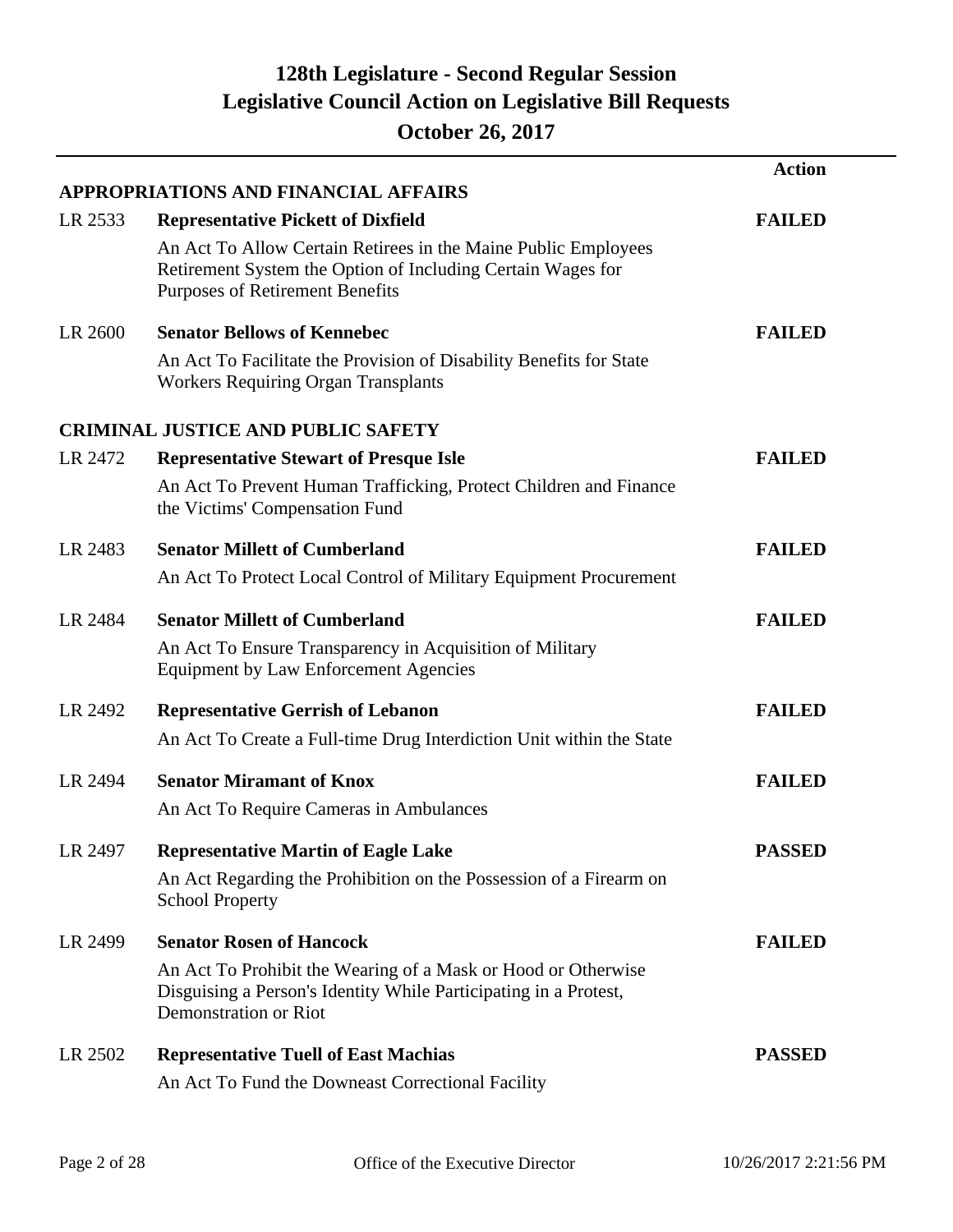# 128th Legislature - Second Regular Session
## Legislative Council Action on Legislative Bill Requests
## October 26, 2017

| | | Action |
|---|---|---|
| **APPROPRIATIONS AND FINANCIAL AFFAIRS** | | |
| LR 2533 | **Representative Pickett of Dixfield**<br>An Act To Allow Certain Retirees in the Maine Public Employees Retirement System the Option of Including Certain Wages for Purposes of Retirement Benefits | **FAILED** |
| LR 2600 | **Senator Bellows of Kennebec**<br>An Act To Facilitate the Provision of Disability Benefits for State Workers Requiring Organ Transplants | **FAILED** |
| **CRIMINAL JUSTICE AND PUBLIC SAFETY** | | |
| LR 2472 | **Representative Stewart of Presque Isle**<br>An Act To Prevent Human Trafficking, Protect Children and Finance the Victims' Compensation Fund | **FAILED** |
| LR 2483 | **Senator Millett of Cumberland**<br>An Act To Protect Local Control of Military Equipment Procurement | **FAILED** |
| LR 2484 | **Senator Millett of Cumberland**<br>An Act To Ensure Transparency in Acquisition of Military Equipment by Law Enforcement Agencies | **FAILED** |
| LR 2492 | **Representative Gerrish of Lebanon**<br>An Act To Create a Full-time Drug Interdiction Unit within the State | **FAILED** |
| LR 2494 | **Senator Miramant of Knox**<br>An Act To Require Cameras in Ambulances | **FAILED** |
| LR 2497 | **Representative Martin of Eagle Lake**<br>An Act Regarding the Prohibition on the Possession of a Firearm on School Property | **PASSED** |
| LR 2499 | **Senator Rosen of Hancock**<br>An Act To Prohibit the Wearing of a Mask or Hood or Otherwise Disguising a Person's Identity While Participating in a Protest, Demonstration or Riot | **FAILED** |
| LR 2502 | **Representative Tuell of East Machias**<br>An Act To Fund the Downeast Correctional Facility | **PASSED** |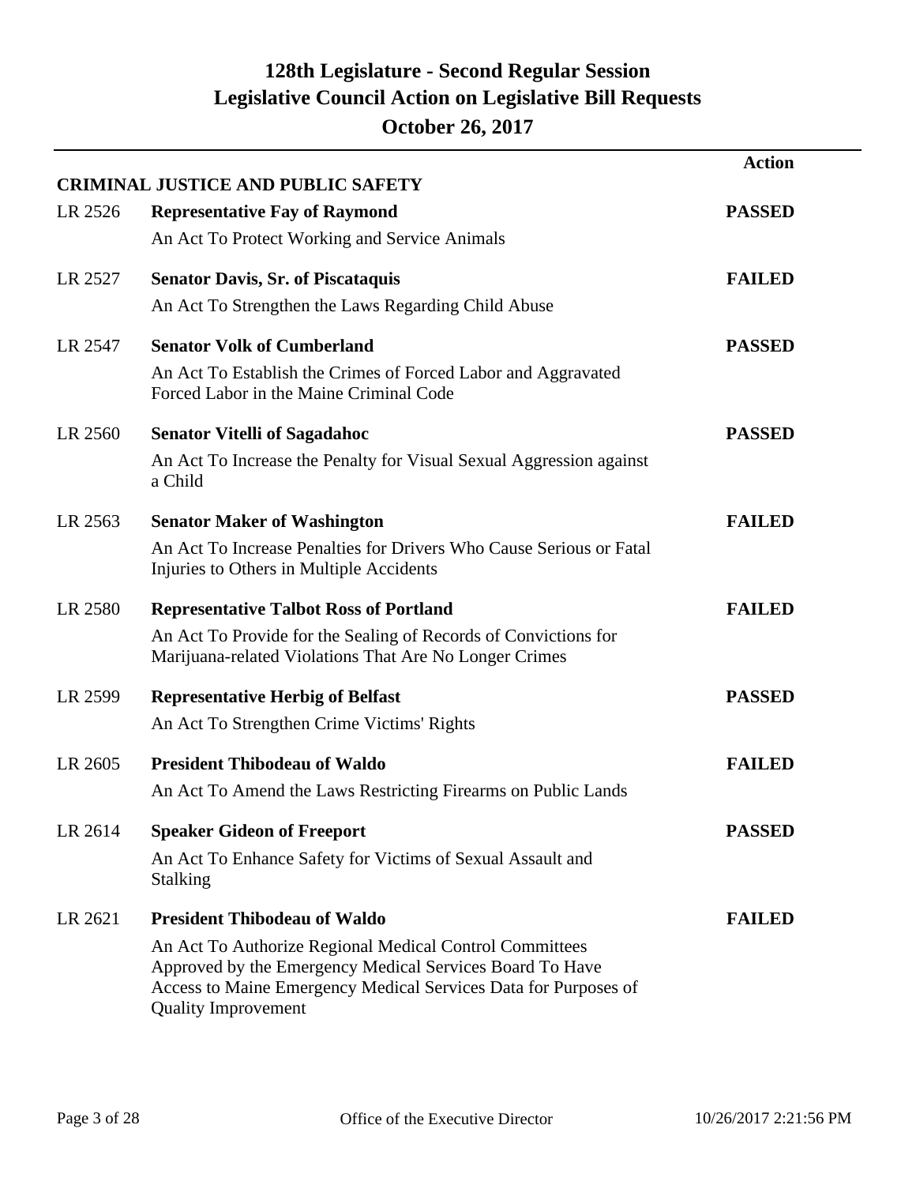# 128th Legislature - Second Regular Session
## Legislative Council Action on Legislative Bill Requests
### October 26, 2017

| | | Action |
|---|---|---|
| | **CRIMINAL JUSTICE AND PUBLIC SAFETY** | |
| LR 2526 | **Representative Fay of Raymond**<br>An Act To Protect Working and Service Animals | **PASSED** |
| LR 2527 | **Senator Davis, Sr. of Piscataquis**<br>An Act To Strengthen the Laws Regarding Child Abuse | **FAILED** |
| LR 2547 | **Senator Volk of Cumberland**<br>An Act To Establish the Crimes of Forced Labor and Aggravated Forced Labor in the Maine Criminal Code | **PASSED** |
| LR 2560 | **Senator Vitelli of Sagadahoc**<br>An Act To Increase the Penalty for Visual Sexual Aggression against a Child | **PASSED** |
| LR 2563 | **Senator Maker of Washington**<br>An Act To Increase Penalties for Drivers Who Cause Serious or Fatal Injuries to Others in Multiple Accidents | **FAILED** |
| LR 2580 | **Representative Talbot Ross of Portland**<br>An Act To Provide for the Sealing of Records of Convictions for Marijuana-related Violations That Are No Longer Crimes | **FAILED** |
| LR 2599 | **Representative Herbig of Belfast**<br>An Act To Strengthen Crime Victims' Rights | **PASSED** |
| LR 2605 | **President Thibodeau of Waldo**<br>An Act To Amend the Laws Restricting Firearms on Public Lands | **FAILED** |
| LR 2614 | **Speaker Gideon of Freeport**<br>An Act To Enhance Safety for Victims of Sexual Assault and Stalking | **PASSED** |
| LR 2621 | **President Thibodeau of Waldo**<br>An Act To Authorize Regional Medical Control Committees Approved by the Emergency Medical Services Board To Have Access to Maine Emergency Medical Services Data for Purposes of Quality Improvement | **FAILED** |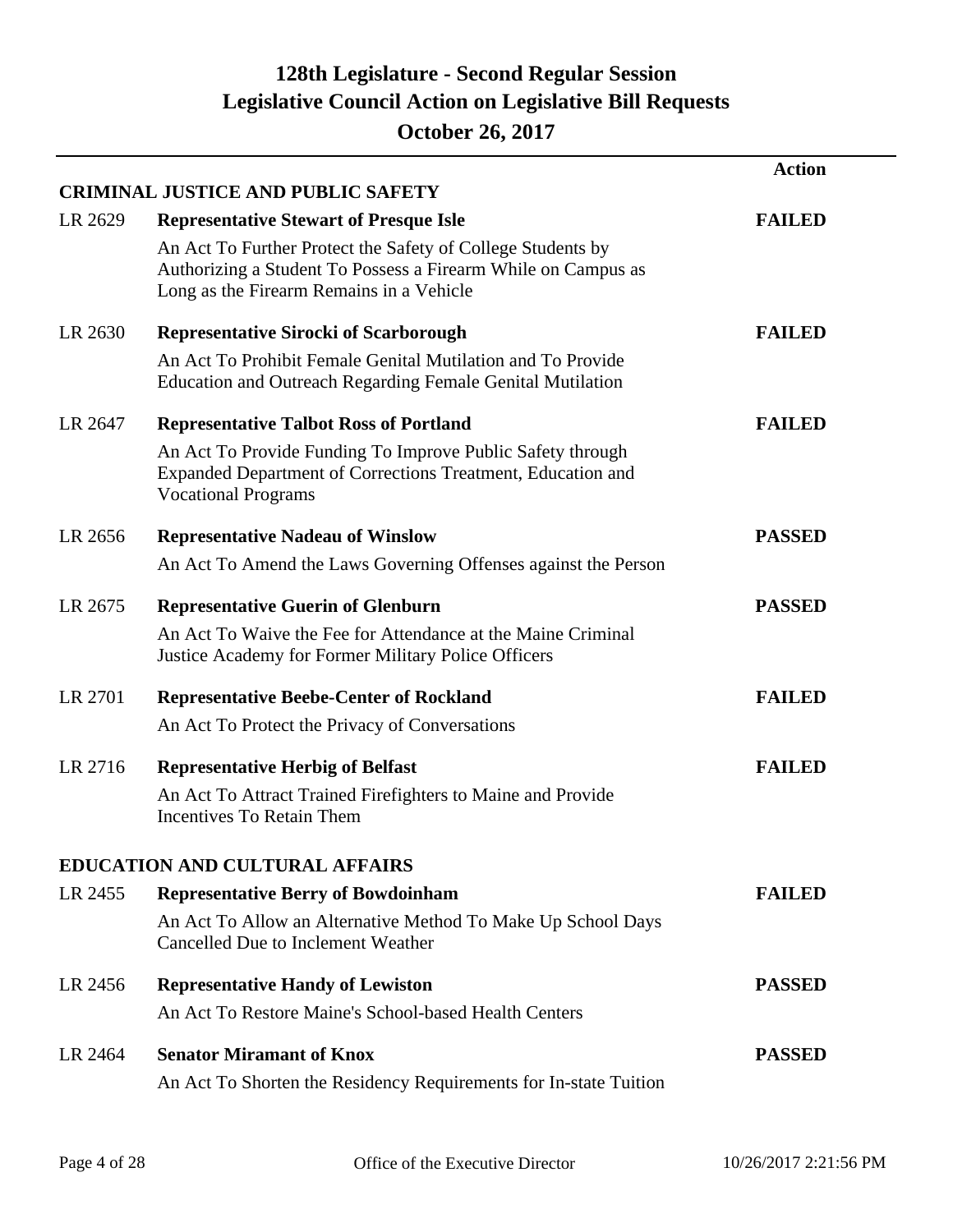# 128th Legislature - Second Regular Session
## Legislative Council Action on Legislative Bill Requests
### October 26, 2017

| | | Action |
|---|---|---|
| **CRIMINAL JUSTICE AND PUBLIC SAFETY** | | |
| LR 2629 | **Representative Stewart of Presque Isle**<br>An Act To Further Protect the Safety of College Students by Authorizing a Student To Possess a Firearm While on Campus as Long as the Firearm Remains in a Vehicle | **FAILED** |
| LR 2630 | **Representative Sirocki of Scarborough**<br>An Act To Prohibit Female Genital Mutilation and To Provide Education and Outreach Regarding Female Genital Mutilation | **FAILED** |
| LR 2647 | **Representative Talbot Ross of Portland**<br>An Act To Provide Funding To Improve Public Safety through Expanded Department of Corrections Treatment, Education and Vocational Programs | **FAILED** |
| LR 2656 | **Representative Nadeau of Winslow**<br>An Act To Amend the Laws Governing Offenses against the Person | **PASSED** |
| LR 2675 | **Representative Guerin of Glenburn**<br>An Act To Waive the Fee for Attendance at the Maine Criminal Justice Academy for Former Military Police Officers | **PASSED** |
| LR 2701 | **Representative Beebe-Center of Rockland**<br>An Act To Protect the Privacy of Conversations | **FAILED** |
| LR 2716 | **Representative Herbig of Belfast**<br>An Act To Attract Trained Firefighters to Maine and Provide Incentives To Retain Them | **FAILED** |
| **EDUCATION AND CULTURAL AFFAIRS** | | |
| LR 2455 | **Representative Berry of Bowdoinham**<br>An Act To Allow an Alternative Method To Make Up School Days Cancelled Due to Inclement Weather | **FAILED** |
| LR 2456 | **Representative Handy of Lewiston**<br>An Act To Restore Maine's School-based Health Centers | **PASSED** |
| LR 2464 | **Senator Miramant of Knox**<br>An Act To Shorten the Residency Requirements for In-state Tuition | **PASSED** |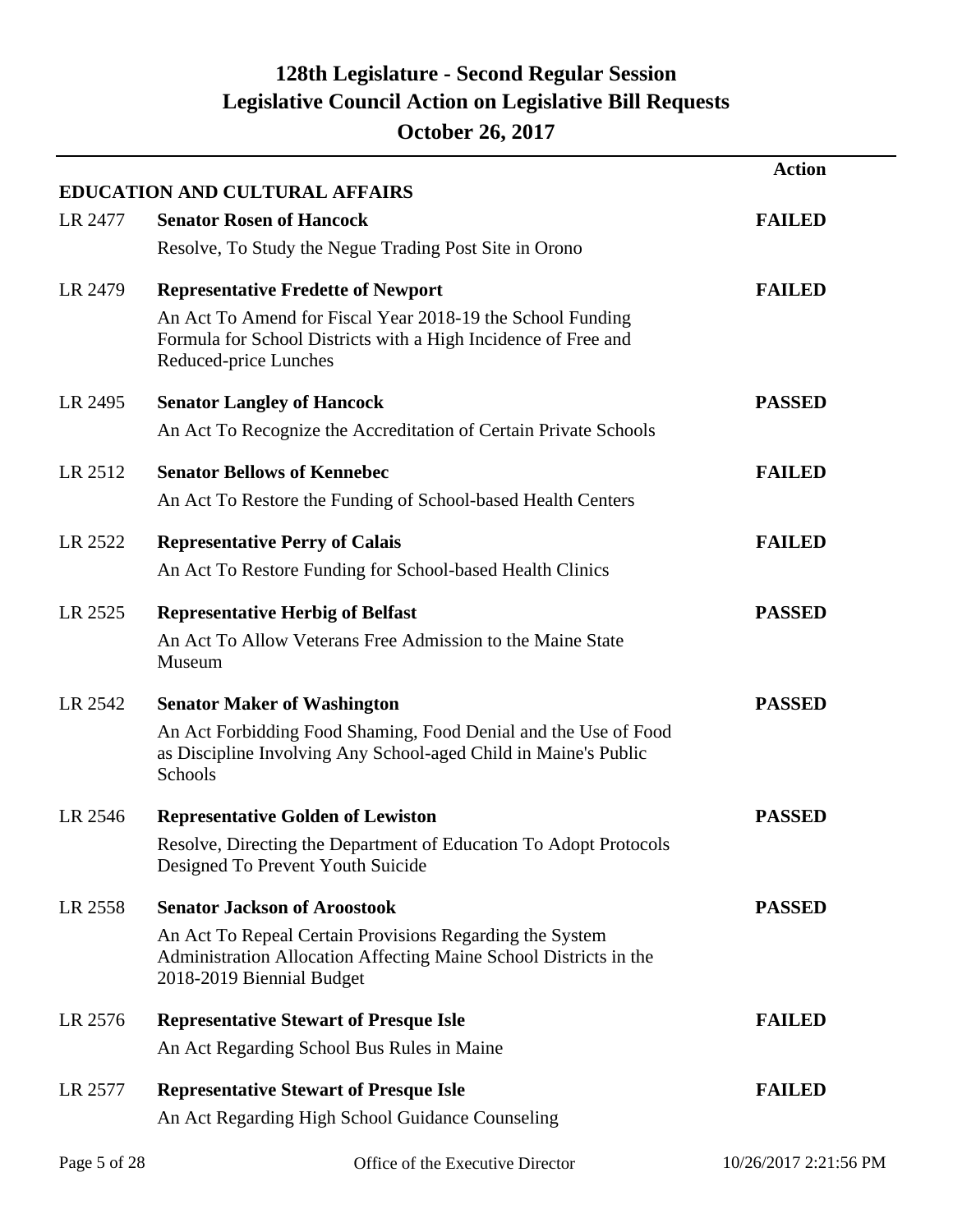# 128th Legislature - Second Regular Session
## Legislative Council Action on Legislative Bill Requests
### October 26, 2017

| | | Action |
|---|---|---|
| **EDUCATION AND CULTURAL AFFAIRS** | | |
| LR 2477 | **Senator Rosen of Hancock**<br>Resolve, To Study the Negue Trading Post Site in Orono | **FAILED** |
| LR 2479 | **Representative Fredette of Newport**<br>An Act To Amend for Fiscal Year 2018-19 the School Funding Formula for School Districts with a High Incidence of Free and Reduced-price Lunches | **FAILED** |
| LR 2495 | **Senator Langley of Hancock**<br>An Act To Recognize the Accreditation of Certain Private Schools | **PASSED** |
| LR 2512 | **Senator Bellows of Kennebec**<br>An Act To Restore the Funding of School-based Health Centers | **FAILED** |
| LR 2522 | **Representative Perry of Calais**<br>An Act To Restore Funding for School-based Health Clinics | **FAILED** |
| LR 2525 | **Representative Herbig of Belfast**<br>An Act To Allow Veterans Free Admission to the Maine State Museum | **PASSED** |
| LR 2542 | **Senator Maker of Washington**<br>An Act Forbidding Food Shaming, Food Denial and the Use of Food as Discipline Involving Any School-aged Child in Maine's Public Schools | **PASSED** |
| LR 2546 | **Representative Golden of Lewiston**<br>Resolve, Directing the Department of Education To Adopt Protocols Designed To Prevent Youth Suicide | **PASSED** |
| LR 2558 | **Senator Jackson of Aroostook**<br>An Act To Repeal Certain Provisions Regarding the System Administration Allocation Affecting Maine School Districts in the 2018-2019 Biennial Budget | **PASSED** |
| LR 2576 | **Representative Stewart of Presque Isle**<br>An Act Regarding School Bus Rules in Maine | **FAILED** |
| LR 2577 | **Representative Stewart of Presque Isle**<br>An Act Regarding High School Guidance Counseling | **FAILED** |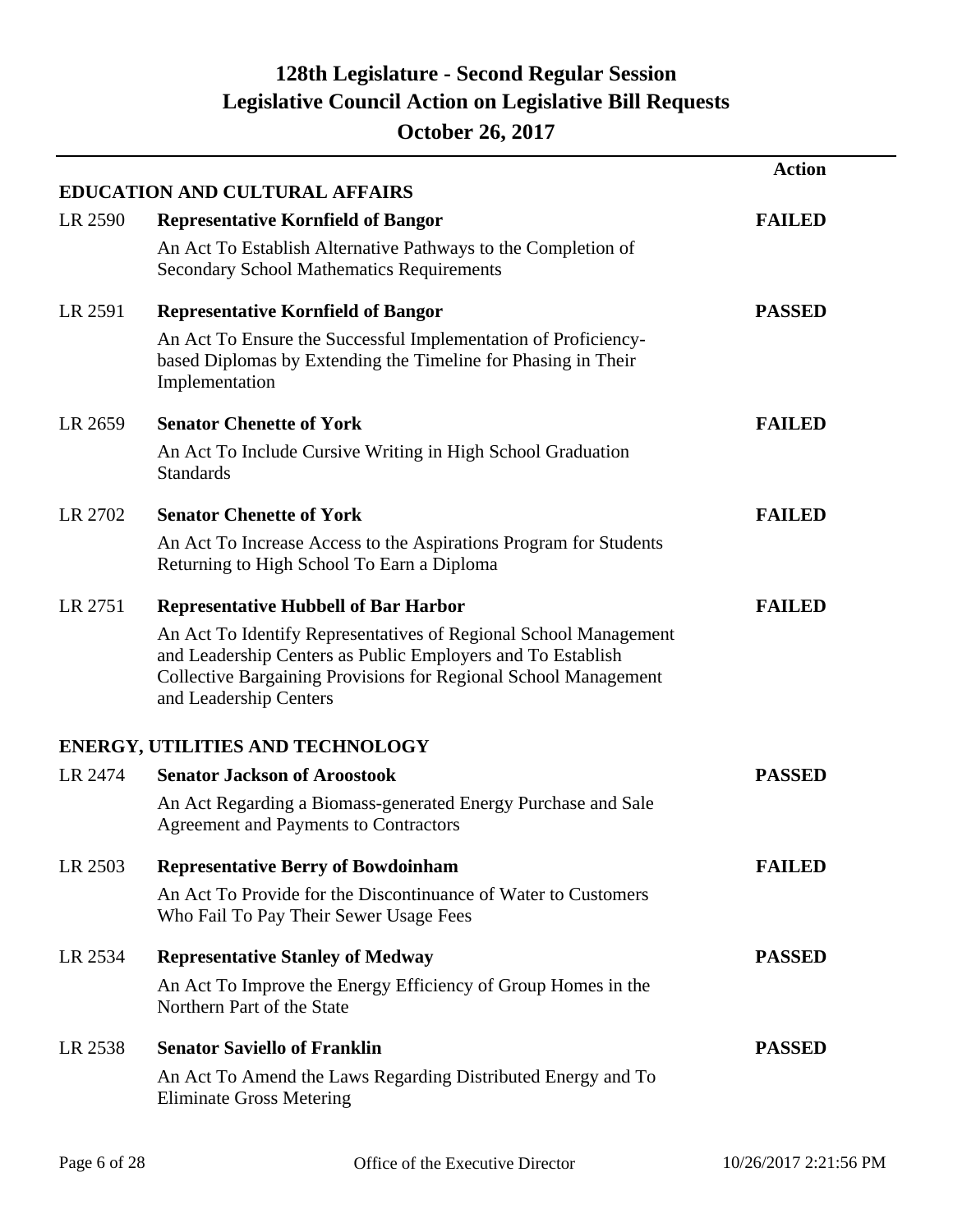# 128th Legislature - Second Regular Session
## Legislative Council Action on Legislative Bill Requests
### October 26, 2017

| | | Action |
|---|---|---|
| **EDUCATION AND CULTURAL AFFAIRS** | | |
| LR 2590 | **Representative Kornfield of Bangor**<br>An Act To Establish Alternative Pathways to the Completion of Secondary School Mathematics Requirements | **FAILED** |
| LR 2591 | **Representative Kornfield of Bangor**<br>An Act To Ensure the Successful Implementation of Proficiency-based Diplomas by Extending the Timeline for Phasing in Their Implementation | **PASSED** |
| LR 2659 | **Senator Chenette of York**<br>An Act To Include Cursive Writing in High School Graduation Standards | **FAILED** |
| LR 2702 | **Senator Chenette of York**<br>An Act To Increase Access to the Aspirations Program for Students Returning to High School To Earn a Diploma | **FAILED** |
| LR 2751 | **Representative Hubbell of Bar Harbor**<br>An Act To Identify Representatives of Regional School Management and Leadership Centers as Public Employers and To Establish Collective Bargaining Provisions for Regional School Management and Leadership Centers | **FAILED** |
| **ENERGY, UTILITIES AND TECHNOLOGY** | | |
| LR 2474 | **Senator Jackson of Aroostook**<br>An Act Regarding a Biomass-generated Energy Purchase and Sale Agreement and Payments to Contractors | **PASSED** |
| LR 2503 | **Representative Berry of Bowdoinham**<br>An Act To Provide for the Discontinuance of Water to Customers Who Fail To Pay Their Sewer Usage Fees | **FAILED** |
| LR 2534 | **Representative Stanley of Medway**<br>An Act To Improve the Energy Efficiency of Group Homes in the Northern Part of the State | **PASSED** |
| LR 2538 | **Senator Saviello of Franklin**<br>An Act To Amend the Laws Regarding Distributed Energy and To Eliminate Gross Metering | **PASSED** |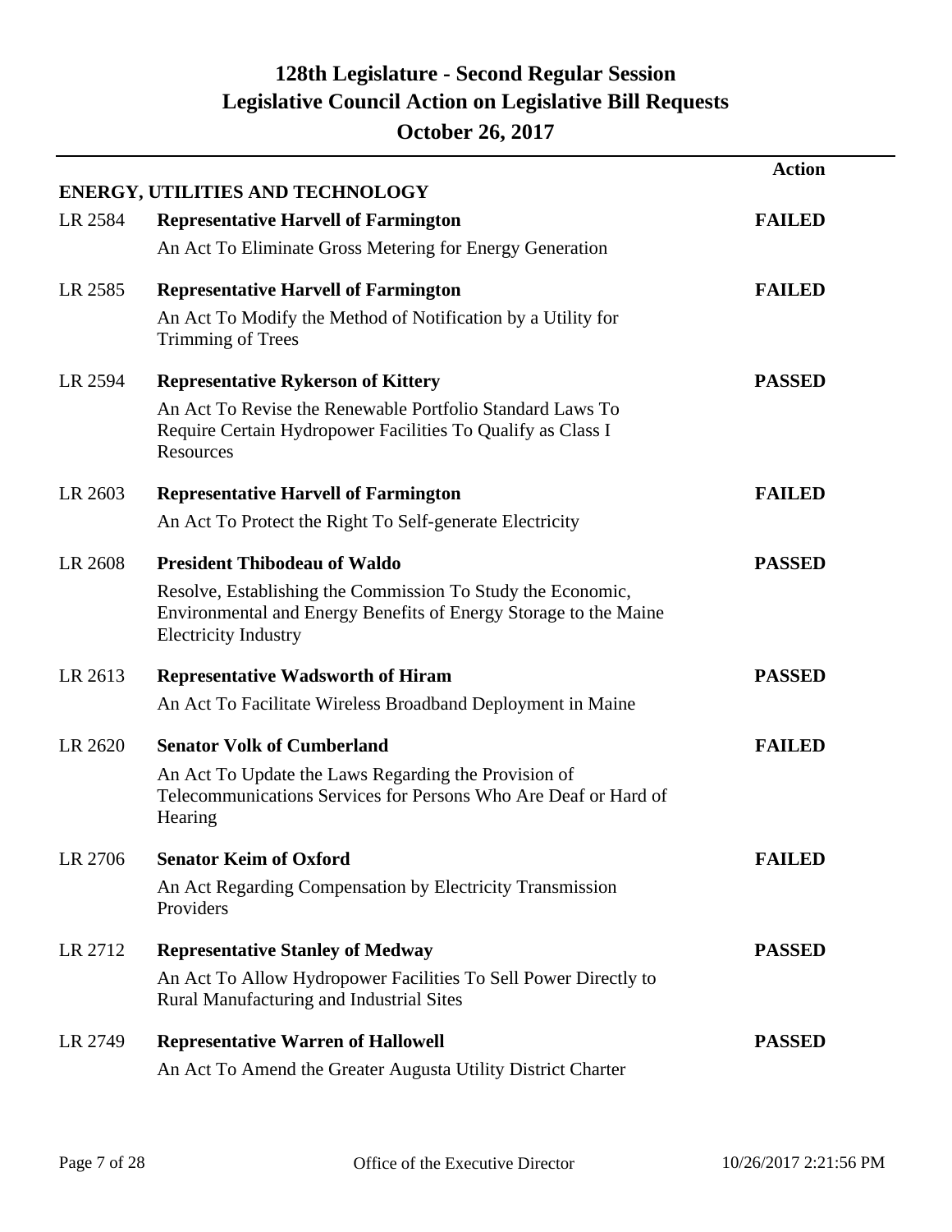# 128th Legislature - Second Regular Session
## Legislative Council Action on Legislative Bill Requests
## October 26, 2017

| | | Action |
|---|---|---|
| | **ENERGY, UTILITIES AND TECHNOLOGY** | |
| LR 2584 | **Representative Harvell of Farmington**<br>An Act To Eliminate Gross Metering for Energy Generation | **FAILED** |
| LR 2585 | **Representative Harvell of Farmington**<br>An Act To Modify the Method of Notification by a Utility for Trimming of Trees | **FAILED** |
| LR 2594 | **Representative Rykerson of Kittery**<br>An Act To Revise the Renewable Portfolio Standard Laws To Require Certain Hydropower Facilities To Qualify as Class I Resources | **PASSED** |
| LR 2603 | **Representative Harvell of Farmington**<br>An Act To Protect the Right To Self-generate Electricity | **FAILED** |
| LR 2608 | **President Thibodeau of Waldo**<br>Resolve, Establishing the Commission To Study the Economic, Environmental and Energy Benefits of Energy Storage to the Maine Electricity Industry | **PASSED** |
| LR 2613 | **Representative Wadsworth of Hiram**<br>An Act To Facilitate Wireless Broadband Deployment in Maine | **PASSED** |
| LR 2620 | **Senator Volk of Cumberland**<br>An Act To Update the Laws Regarding the Provision of Telecommunications Services for Persons Who Are Deaf or Hard of Hearing | **FAILED** |
| LR 2706 | **Senator Keim of Oxford**<br>An Act Regarding Compensation by Electricity Transmission Providers | **FAILED** |
| LR 2712 | **Representative Stanley of Medway**<br>An Act To Allow Hydropower Facilities To Sell Power Directly to Rural Manufacturing and Industrial Sites | **PASSED** |
| LR 2749 | **Representative Warren of Hallowell**<br>An Act To Amend the Greater Augusta Utility District Charter | **PASSED** |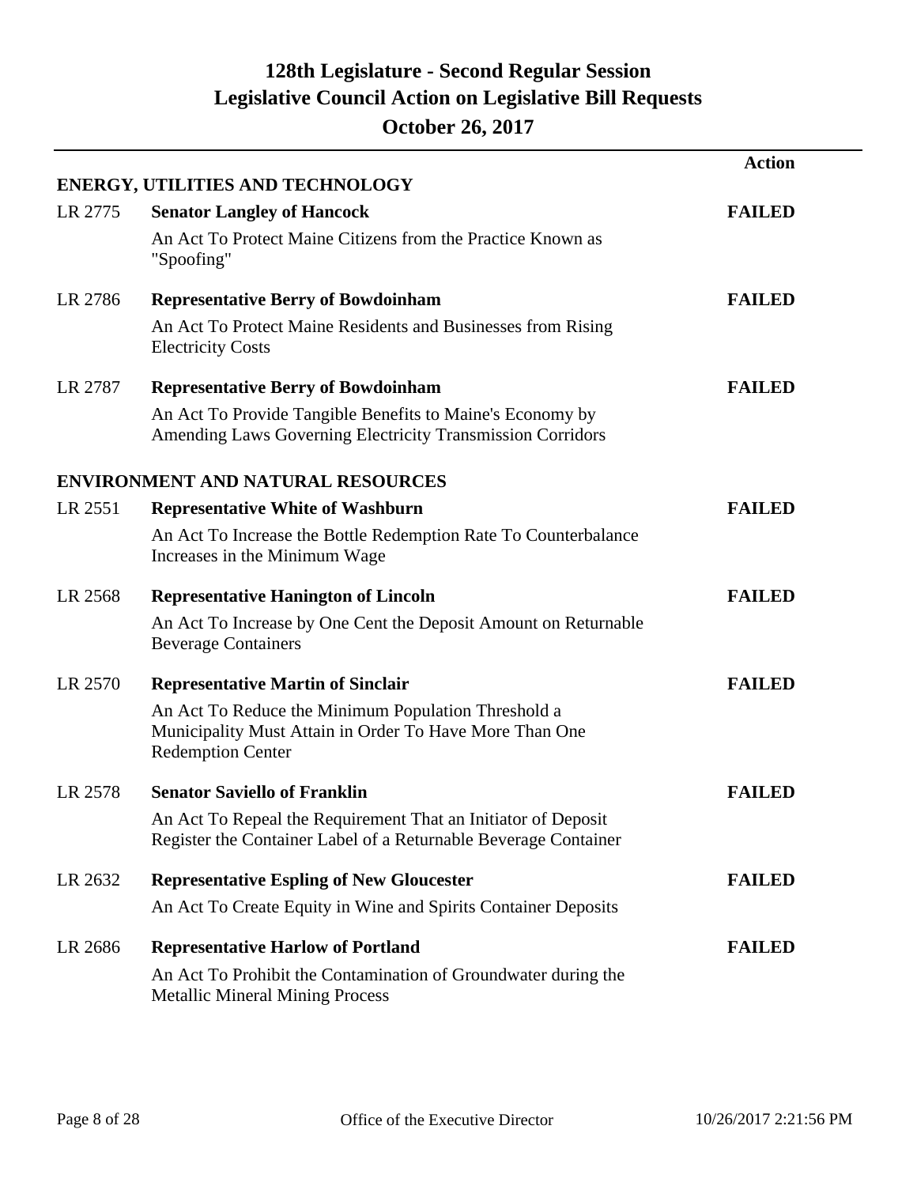# 128th Legislature - Second Regular Session
## Legislative Council Action on Legislative Bill Requests
### October 26, 2017

| | | Action |
|---|---|---|
| **ENERGY, UTILITIES AND TECHNOLOGY** | | |
| LR 2775 | **Senator Langley of Hancock**<br>An Act To Protect Maine Citizens from the Practice Known as "Spoofing" | **FAILED** |
| LR 2786 | **Representative Berry of Bowdoinham**<br>An Act To Protect Maine Residents and Businesses from Rising Electricity Costs | **FAILED** |
| LR 2787 | **Representative Berry of Bowdoinham**<br>An Act To Provide Tangible Benefits to Maine's Economy by Amending Laws Governing Electricity Transmission Corridors | **FAILED** |
| **ENVIRONMENT AND NATURAL RESOURCES** | | |
| LR 2551 | **Representative White of Washburn**<br>An Act To Increase the Bottle Redemption Rate To Counterbalance Increases in the Minimum Wage | **FAILED** |
| LR 2568 | **Representative Hanington of Lincoln**<br>An Act To Increase by One Cent the Deposit Amount on Returnable Beverage Containers | **FAILED** |
| LR 2570 | **Representative Martin of Sinclair**<br>An Act To Reduce the Minimum Population Threshold a Municipality Must Attain in Order To Have More Than One Redemption Center | **FAILED** |
| LR 2578 | **Senator Saviello of Franklin**<br>An Act To Repeal the Requirement That an Initiator of Deposit Register the Container Label of a Returnable Beverage Container | **FAILED** |
| LR 2632 | **Representative Espling of New Gloucester**<br>An Act To Create Equity in Wine and Spirits Container Deposits | **FAILED** |
| LR 2686 | **Representative Harlow of Portland**<br>An Act To Prohibit the Contamination of Groundwater during the Metallic Mineral Mining Process | **FAILED** |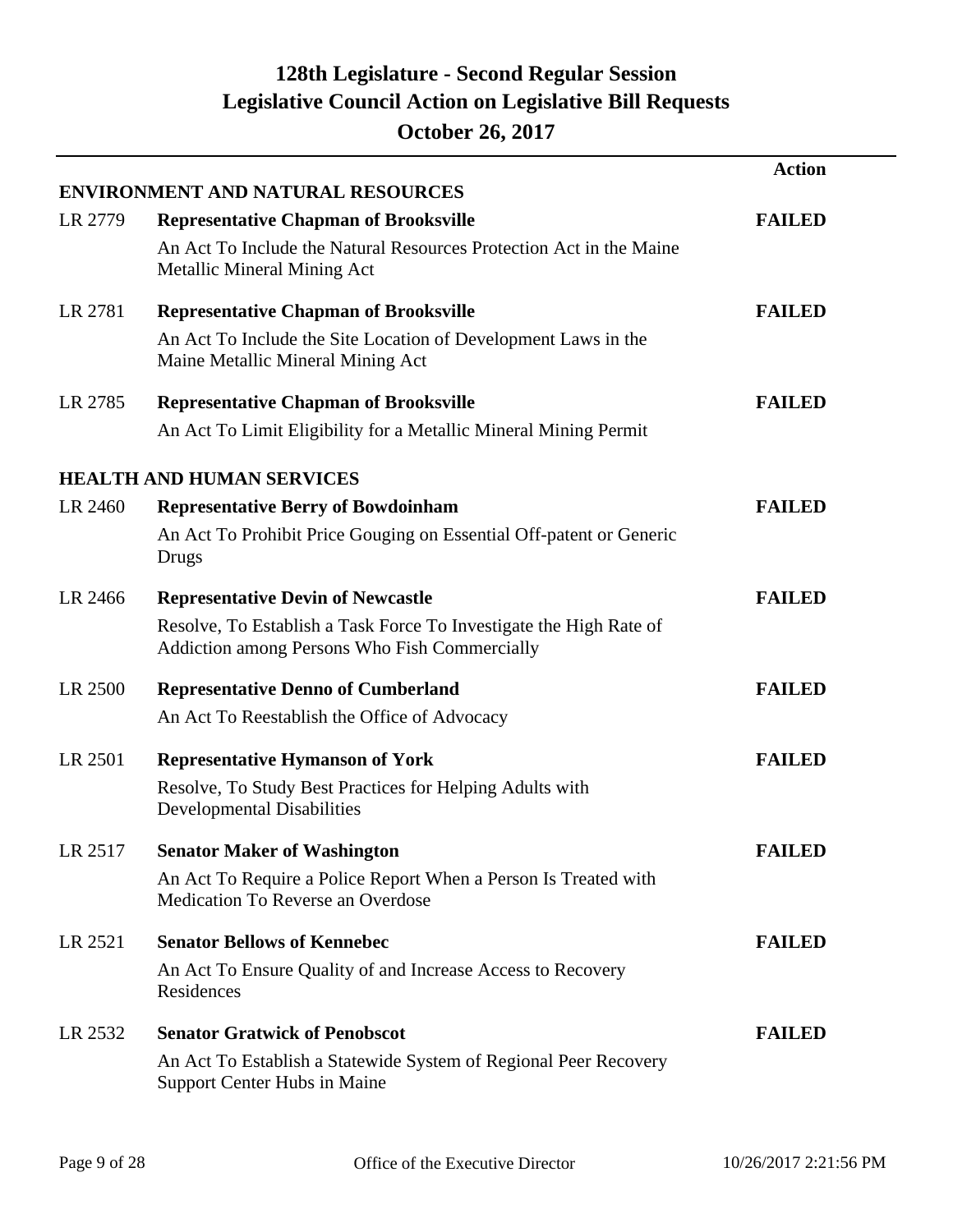# 128th Legislature - Second Regular Session
## Legislative Council Action on Legislative Bill Requests
### October 26, 2017

| | | Action |
|---|---|---|
| | **ENVIRONMENT AND NATURAL RESOURCES** | |
| LR 2779 | **Representative Chapman of Brooksville** | **FAILED** |
| | An Act To Include the Natural Resources Protection Act in the Maine Metallic Mineral Mining Act | |
| LR 2781 | **Representative Chapman of Brooksville** | **FAILED** |
| | An Act To Include the Site Location of Development Laws in the Maine Metallic Mineral Mining Act | |
| LR 2785 | **Representative Chapman of Brooksville** | **FAILED** |
| | An Act To Limit Eligibility for a Metallic Mineral Mining Permit | |
| | **HEALTH AND HUMAN SERVICES** | |
| LR 2460 | **Representative Berry of Bowdoinham** | **FAILED** |
| | An Act To Prohibit Price Gouging on Essential Off-patent or Generic Drugs | |
| LR 2466 | **Representative Devin of Newcastle** | **FAILED** |
| | Resolve, To Establish a Task Force To Investigate the High Rate of Addiction among Persons Who Fish Commercially | |
| LR 2500 | **Representative Denno of Cumberland** | **FAILED** |
| | An Act To Reestablish the Office of Advocacy | |
| LR 2501 | **Representative Hymanson of York** | **FAILED** |
| | Resolve, To Study Best Practices for Helping Adults with Developmental Disabilities | |
| LR 2517 | **Senator Maker of Washington** | **FAILED** |
| | An Act To Require a Police Report When a Person Is Treated with Medication To Reverse an Overdose | |
| LR 2521 | **Senator Bellows of Kennebec** | **FAILED** |
| | An Act To Ensure Quality of and Increase Access to Recovery Residences | |
| LR 2532 | **Senator Gratwick of Penobscot** | **FAILED** |
| | An Act To Establish a Statewide System of Regional Peer Recovery Support Center Hubs in Maine | |

Office of the Executive Director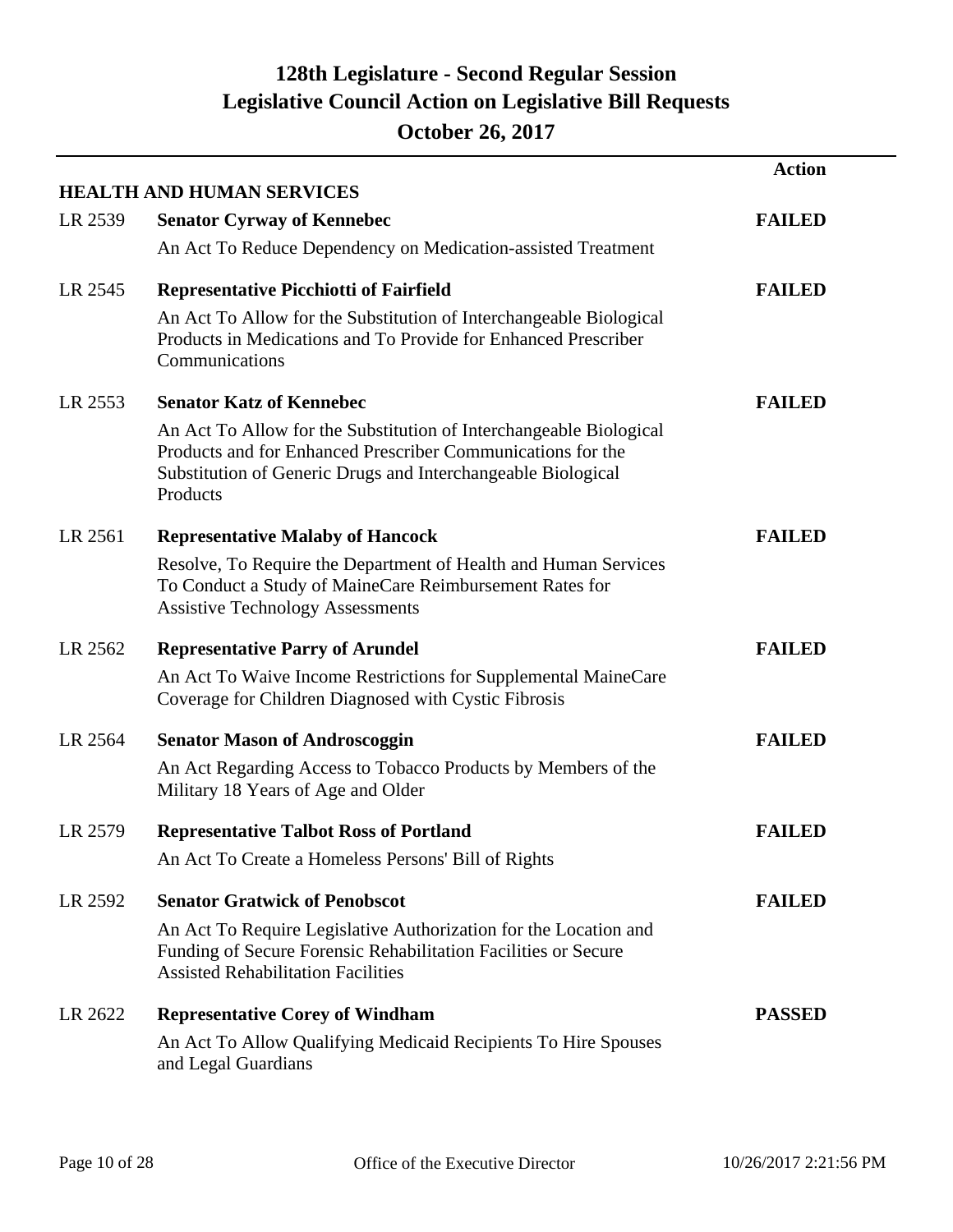# 128th Legislature - Second Regular Session
## Legislative Council Action on Legislative Bill Requests
## October 26, 2017

| | | Action |
|---|---|---|
| | **HEALTH AND HUMAN SERVICES** | |
| LR 2539 | **Senator Cyrway of Kennebec**<br>An Act To Reduce Dependency on Medication-assisted Treatment | **FAILED** |
| LR 2545 | **Representative Picchiotti of Fairfield**<br>An Act To Allow for the Substitution of Interchangeable Biological Products in Medications and To Provide for Enhanced Prescriber Communications | **FAILED** |
| LR 2553 | **Senator Katz of Kennebec**<br>An Act To Allow for the Substitution of Interchangeable Biological Products and for Enhanced Prescriber Communications for the Substitution of Generic Drugs and Interchangeable Biological Products | **FAILED** |
| LR 2561 | **Representative Malaby of Hancock**<br>Resolve, To Require the Department of Health and Human Services To Conduct a Study of MaineCare Reimbursement Rates for Assistive Technology Assessments | **FAILED** |
| LR 2562 | **Representative Parry of Arundel**<br>An Act To Waive Income Restrictions for Supplemental MaineCare Coverage for Children Diagnosed with Cystic Fibrosis | **FAILED** |
| LR 2564 | **Senator Mason of Androscoggin**<br>An Act Regarding Access to Tobacco Products by Members of the Military 18 Years of Age and Older | **FAILED** |
| LR 2579 | **Representative Talbot Ross of Portland**<br>An Act To Create a Homeless Persons' Bill of Rights | **FAILED** |
| LR 2592 | **Senator Gratwick of Penobscot**<br>An Act To Require Legislative Authorization for the Location and Funding of Secure Forensic Rehabilitation Facilities or Secure Assisted Rehabilitation Facilities | **FAILED** |
| LR 2622 | **Representative Corey of Windham**<br>An Act To Allow Qualifying Medicaid Recipients To Hire Spouses and Legal Guardians | **PASSED** |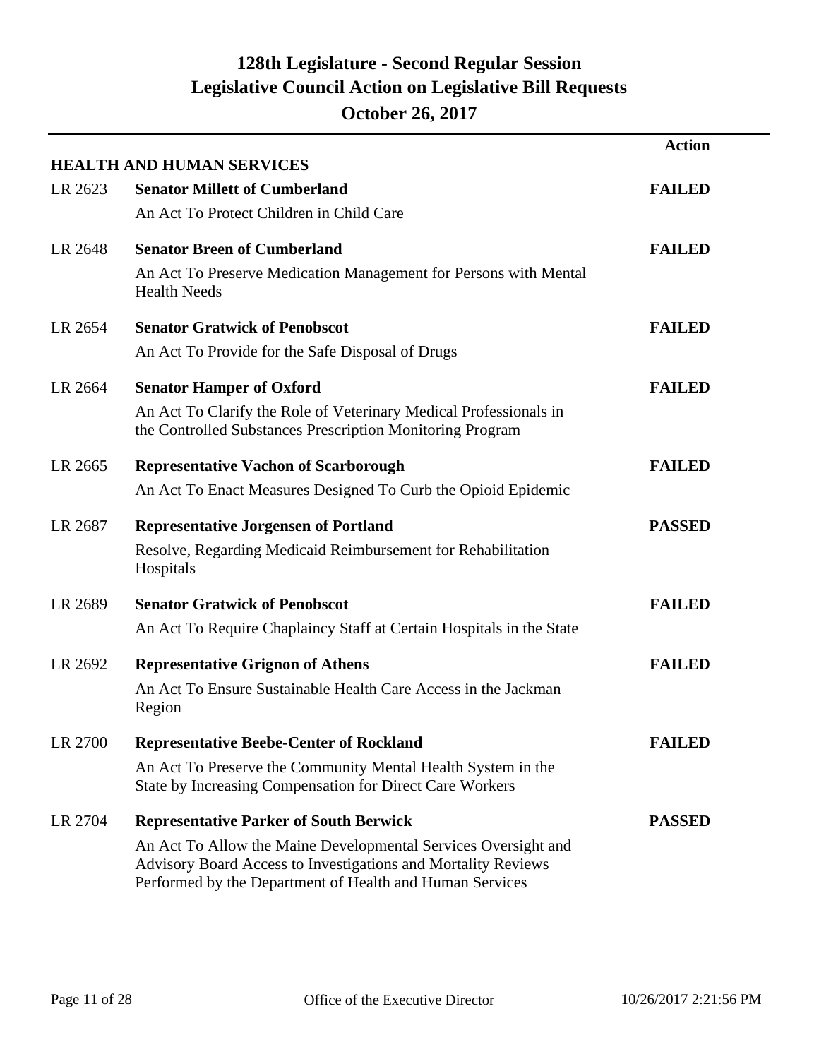# 128th Legislature - Second Regular Session
# Legislative Council Action on Legislative Bill Requests
# October 26, 2017

## HEALTH AND HUMAN SERVICES

| LR | Sponsor / Title | Action |
|---|---|---|
| LR 2623 | **Senator Millett of Cumberland**<br>An Act To Protect Children in Child Care | **FAILED** |
| LR 2648 | **Senator Breen of Cumberland**<br>An Act To Preserve Medication Management for Persons with Mental Health Needs | **FAILED** |
| LR 2654 | **Senator Gratwick of Penobscot**<br>An Act To Provide for the Safe Disposal of Drugs | **FAILED** |
| LR 2664 | **Senator Hamper of Oxford**<br>An Act To Clarify the Role of Veterinary Medical Professionals in the Controlled Substances Prescription Monitoring Program | **FAILED** |
| LR 2665 | **Representative Vachon of Scarborough**<br>An Act To Enact Measures Designed To Curb the Opioid Epidemic | **FAILED** |
| LR 2687 | **Representative Jorgensen of Portland**<br>Resolve, Regarding Medicaid Reimbursement for Rehabilitation Hospitals | **PASSED** |
| LR 2689 | **Senator Gratwick of Penobscot**<br>An Act To Require Chaplaincy Staff at Certain Hospitals in the State | **FAILED** |
| LR 2692 | **Representative Grignon of Athens**<br>An Act To Ensure Sustainable Health Care Access in the Jackman Region | **FAILED** |
| LR 2700 | **Representative Beebe-Center of Rockland**<br>An Act To Preserve the Community Mental Health System in the State by Increasing Compensation for Direct Care Workers | **FAILED** |
| LR 2704 | **Representative Parker of South Berwick**<br>An Act To Allow the Maine Developmental Services Oversight and Advisory Board Access to Investigations and Mortality Reviews Performed by the Department of Health and Human Services | **PASSED** |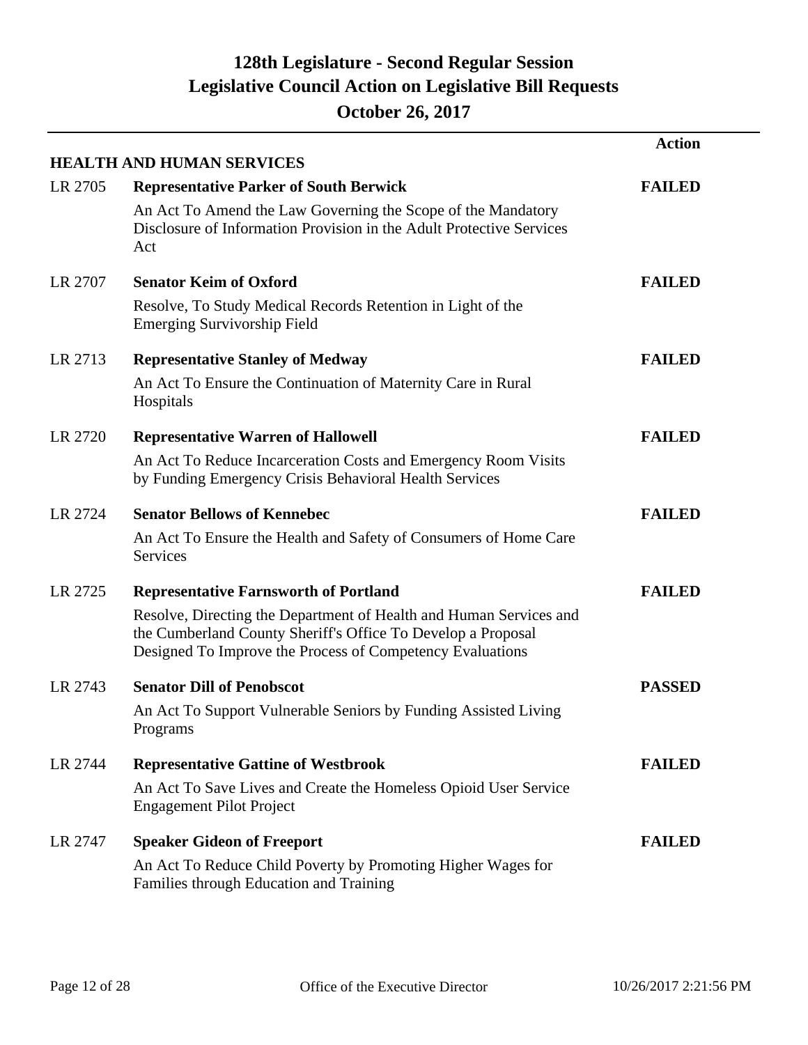# 128th Legislature - Second Regular Session
# Legislative Council Action on Legislative Bill Requests
# October 26, 2017

## HEALTH AND HUMAN SERVICES

| LR | Sponsor / Title | Action |
|---|---|---|
| LR 2705 | **Representative Parker of South Berwick**<br>An Act To Amend the Law Governing the Scope of the Mandatory Disclosure of Information Provision in the Adult Protective Services Act | **FAILED** |
| LR 2707 | **Senator Keim of Oxford**<br>Resolve, To Study Medical Records Retention in Light of the Emerging Survivorship Field | **FAILED** |
| LR 2713 | **Representative Stanley of Medway**<br>An Act To Ensure the Continuation of Maternity Care in Rural Hospitals | **FAILED** |
| LR 2720 | **Representative Warren of Hallowell**<br>An Act To Reduce Incarceration Costs and Emergency Room Visits by Funding Emergency Crisis Behavioral Health Services | **FAILED** |
| LR 2724 | **Senator Bellows of Kennebec**<br>An Act To Ensure the Health and Safety of Consumers of Home Care Services | **FAILED** |
| LR 2725 | **Representative Farnsworth of Portland**<br>Resolve, Directing the Department of Health and Human Services and the Cumberland County Sheriff's Office To Develop a Proposal Designed To Improve the Process of Competency Evaluations | **FAILED** |
| LR 2743 | **Senator Dill of Penobscot**<br>An Act To Support Vulnerable Seniors by Funding Assisted Living Programs | **PASSED** |
| LR 2744 | **Representative Gattine of Westbrook**<br>An Act To Save Lives and Create the Homeless Opioid User Service Engagement Pilot Project | **FAILED** |
| LR 2747 | **Speaker Gideon of Freeport**<br>An Act To Reduce Child Poverty by Promoting Higher Wages for Families through Education and Training | **FAILED** |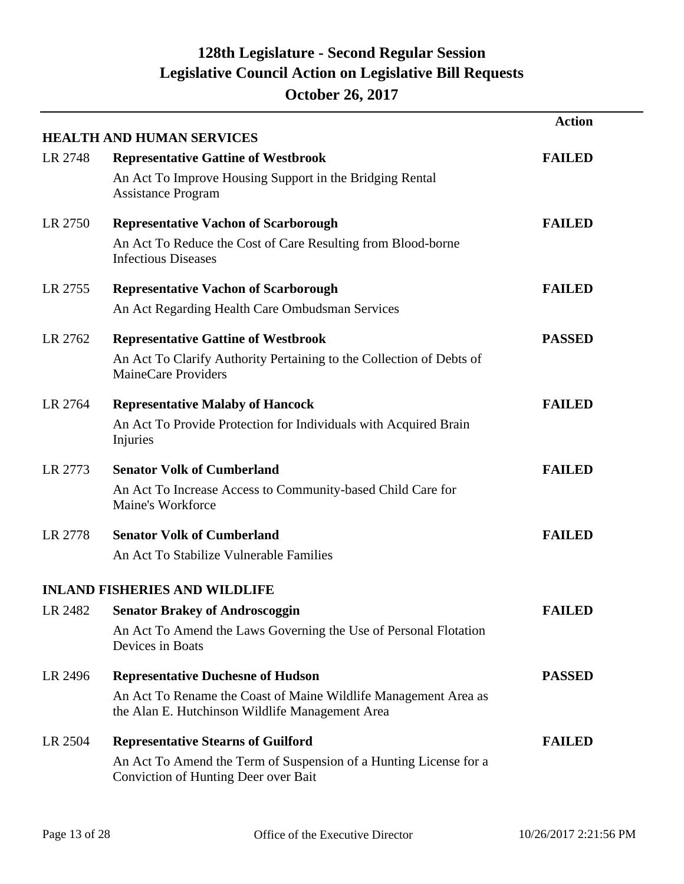# 128th Legislature - Second Regular Session
# Legislative Council Action on Legislative Bill Requests
# October 26, 2017

| | | Action |
|---|---|---|
| **HEALTH AND HUMAN SERVICES** | | |
| LR 2748 | **Representative Gattine of Westbrook**<br>An Act To Improve Housing Support in the Bridging Rental Assistance Program | **FAILED** |
| LR 2750 | **Representative Vachon of Scarborough**<br>An Act To Reduce the Cost of Care Resulting from Blood-borne Infectious Diseases | **FAILED** |
| LR 2755 | **Representative Vachon of Scarborough**<br>An Act Regarding Health Care Ombudsman Services | **FAILED** |
| LR 2762 | **Representative Gattine of Westbrook**<br>An Act To Clarify Authority Pertaining to the Collection of Debts of MaineCare Providers | **PASSED** |
| LR 2764 | **Representative Malaby of Hancock**<br>An Act To Provide Protection for Individuals with Acquired Brain Injuries | **FAILED** |
| LR 2773 | **Senator Volk of Cumberland**<br>An Act To Increase Access to Community-based Child Care for Maine's Workforce | **FAILED** |
| LR 2778 | **Senator Volk of Cumberland**<br>An Act To Stabilize Vulnerable Families | **FAILED** |
| **INLAND FISHERIES AND WILDLIFE** | | |
| LR 2482 | **Senator Brakey of Androscoggin**<br>An Act To Amend the Laws Governing the Use of Personal Flotation Devices in Boats | **FAILED** |
| LR 2496 | **Representative Duchesne of Hudson**<br>An Act To Rename the Coast of Maine Wildlife Management Area as the Alan E. Hutchinson Wildlife Management Area | **PASSED** |
| LR 2504 | **Representative Stearns of Guilford**<br>An Act To Amend the Term of Suspension of a Hunting License for a Conviction of Hunting Deer over Bait | **FAILED** |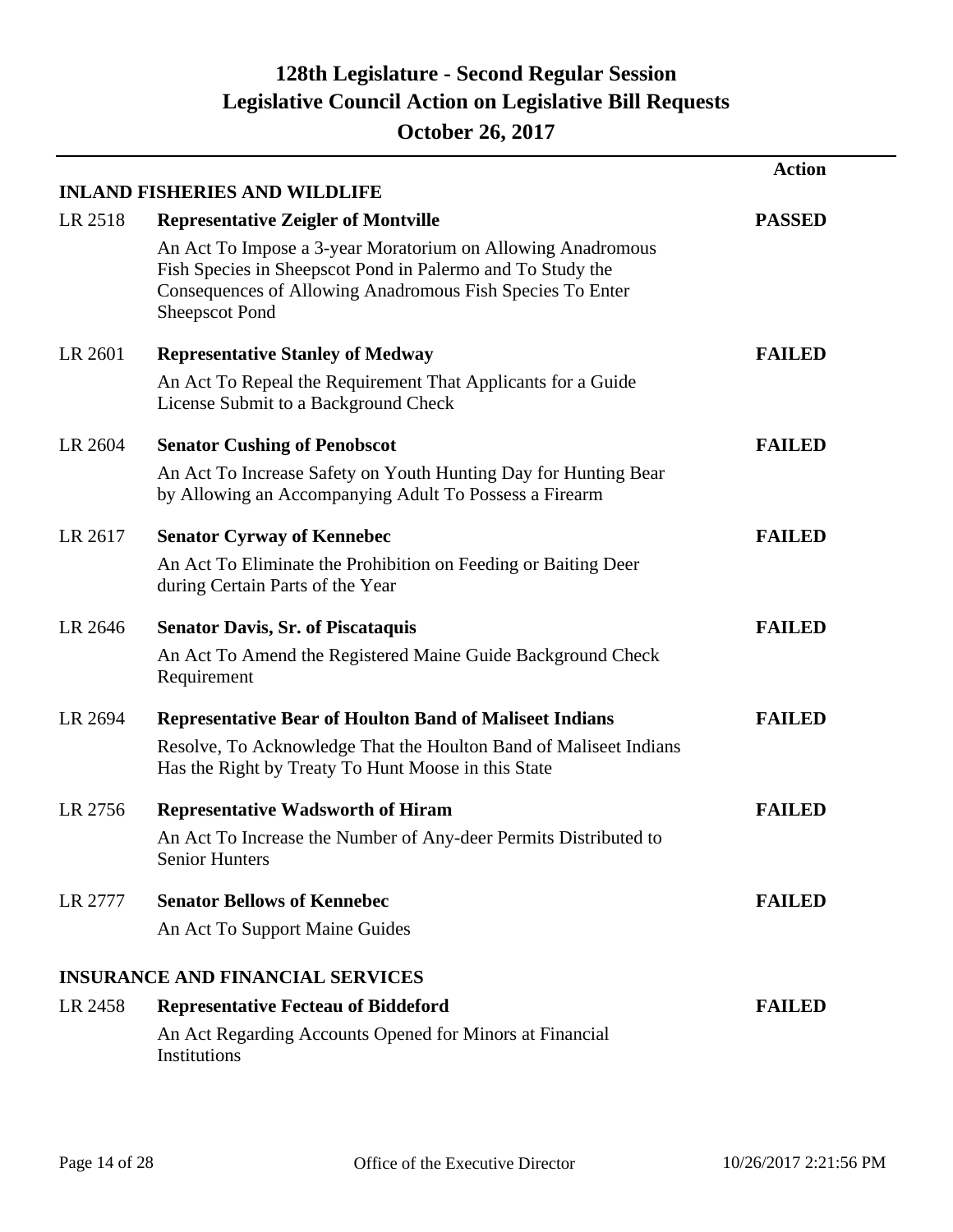# 128th Legislature - Second Regular Session
# Legislative Council Action on Legislative Bill Requests
# October 26, 2017

| | | Action |
|---|---|---|
| **INLAND FISHERIES AND WILDLIFE** | | |
| LR 2518 | **Representative Zeigler of Montville**<br>An Act To Impose a 3-year Moratorium on Allowing Anadromous Fish Species in Sheepscot Pond in Palermo and To Study the Consequences of Allowing Anadromous Fish Species To Enter Sheepscot Pond | **PASSED** |
| LR 2601 | **Representative Stanley of Medway**<br>An Act To Repeal the Requirement That Applicants for a Guide License Submit to a Background Check | **FAILED** |
| LR 2604 | **Senator Cushing of Penobscot**<br>An Act To Increase Safety on Youth Hunting Day for Hunting Bear by Allowing an Accompanying Adult To Possess a Firearm | **FAILED** |
| LR 2617 | **Senator Cyrway of Kennebec**<br>An Act To Eliminate the Prohibition on Feeding or Baiting Deer during Certain Parts of the Year | **FAILED** |
| LR 2646 | **Senator Davis, Sr. of Piscataquis**<br>An Act To Amend the Registered Maine Guide Background Check Requirement | **FAILED** |
| LR 2694 | **Representative Bear of Houlton Band of Maliseet Indians**<br>Resolve, To Acknowledge That the Houlton Band of Maliseet Indians Has the Right by Treaty To Hunt Moose in this State | **FAILED** |
| LR 2756 | **Representative Wadsworth of Hiram**<br>An Act To Increase the Number of Any-deer Permits Distributed to Senior Hunters | **FAILED** |
| LR 2777 | **Senator Bellows of Kennebec**<br>An Act To Support Maine Guides | **FAILED** |
| **INSURANCE AND FINANCIAL SERVICES** | | |
| LR 2458 | **Representative Fecteau of Biddeford**<br>An Act Regarding Accounts Opened for Minors at Financial Institutions | **FAILED** |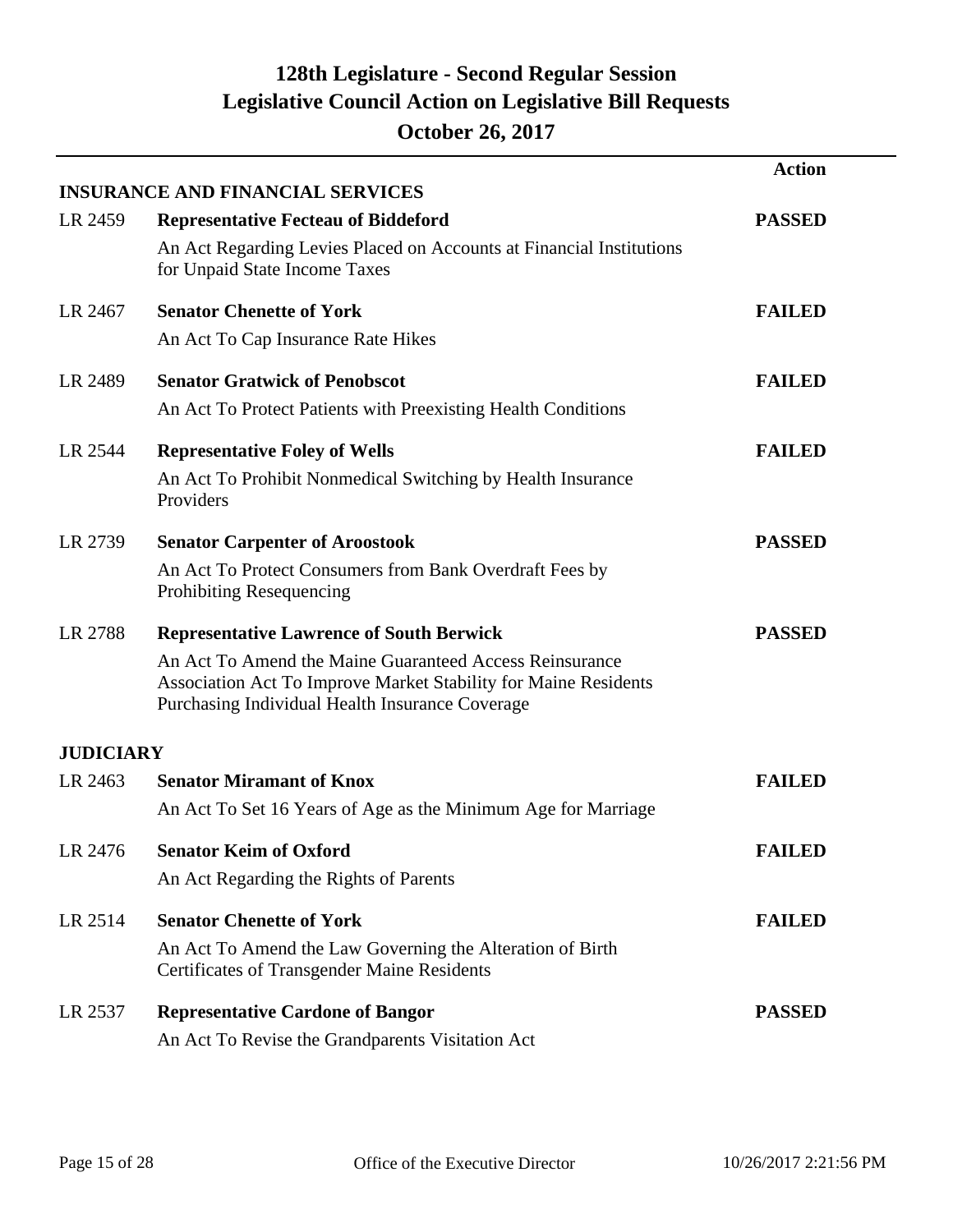# 128th Legislature - Second Regular Session
## Legislative Council Action on Legislative Bill Requests
## October 26, 2017

| | | Action |
|---|---|---|
| **INSURANCE AND FINANCIAL SERVICES** | | |
| LR 2459 | **Representative Fecteau of Biddeford**<br>An Act Regarding Levies Placed on Accounts at Financial Institutions for Unpaid State Income Taxes | **PASSED** |
| LR 2467 | **Senator Chenette of York**<br>An Act To Cap Insurance Rate Hikes | **FAILED** |
| LR 2489 | **Senator Gratwick of Penobscot**<br>An Act To Protect Patients with Preexisting Health Conditions | **FAILED** |
| LR 2544 | **Representative Foley of Wells**<br>An Act To Prohibit Nonmedical Switching by Health Insurance Providers | **FAILED** |
| LR 2739 | **Senator Carpenter of Aroostook**<br>An Act To Protect Consumers from Bank Overdraft Fees by Prohibiting Resequencing | **PASSED** |
| LR 2788 | **Representative Lawrence of South Berwick**<br>An Act To Amend the Maine Guaranteed Access Reinsurance Association Act To Improve Market Stability for Maine Residents Purchasing Individual Health Insurance Coverage | **PASSED** |
| **JUDICIARY** | | |
| LR 2463 | **Senator Miramant of Knox**<br>An Act To Set 16 Years of Age as the Minimum Age for Marriage | **FAILED** |
| LR 2476 | **Senator Keim of Oxford**<br>An Act Regarding the Rights of Parents | **FAILED** |
| LR 2514 | **Senator Chenette of York**<br>An Act To Amend the Law Governing the Alteration of Birth Certificates of Transgender Maine Residents | **FAILED** |
| LR 2537 | **Representative Cardone of Bangor**<br>An Act To Revise the Grandparents Visitation Act | **PASSED** |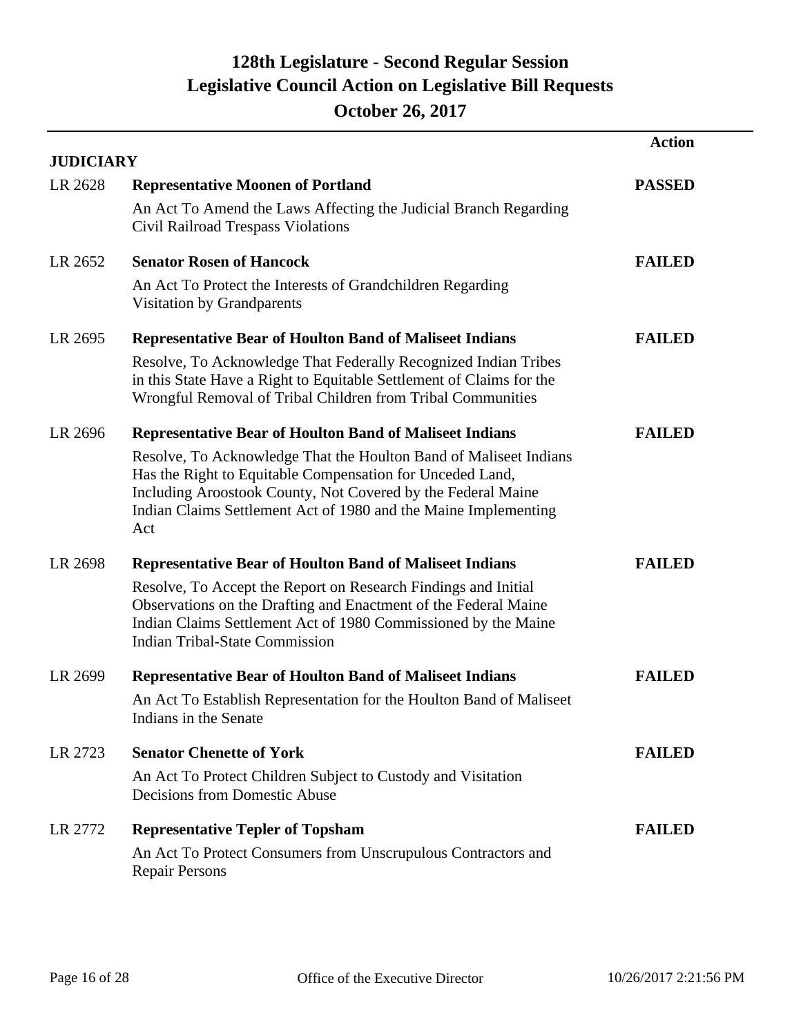# 128th Legislature - Second Regular Session
## Legislative Council Action on Legislative Bill Requests
### October 26, 2017

| | | Action |
|---|---|---|
| **JUDICIARY** | | |
| LR 2628 | **Representative Moonen of Portland**<br>An Act To Amend the Laws Affecting the Judicial Branch Regarding Civil Railroad Trespass Violations | **PASSED** |
| LR 2652 | **Senator Rosen of Hancock**<br>An Act To Protect the Interests of Grandchildren Regarding Visitation by Grandparents | **FAILED** |
| LR 2695 | **Representative Bear of Houlton Band of Maliseet Indians**<br>Resolve, To Acknowledge That Federally Recognized Indian Tribes in this State Have a Right to Equitable Settlement of Claims for the Wrongful Removal of Tribal Children from Tribal Communities | **FAILED** |
| LR 2696 | **Representative Bear of Houlton Band of Maliseet Indians**<br>Resolve, To Acknowledge That the Houlton Band of Maliseet Indians Has the Right to Equitable Compensation for Unceded Land, Including Aroostook County, Not Covered by the Federal Maine Indian Claims Settlement Act of 1980 and the Maine Implementing Act | **FAILED** |
| LR 2698 | **Representative Bear of Houlton Band of Maliseet Indians**<br>Resolve, To Accept the Report on Research Findings and Initial Observations on the Drafting and Enactment of the Federal Maine Indian Claims Settlement Act of 1980 Commissioned by the Maine Indian Tribal-State Commission | **FAILED** |
| LR 2699 | **Representative Bear of Houlton Band of Maliseet Indians**<br>An Act To Establish Representation for the Houlton Band of Maliseet Indians in the Senate | **FAILED** |
| LR 2723 | **Senator Chenette of York**<br>An Act To Protect Children Subject to Custody and Visitation Decisions from Domestic Abuse | **FAILED** |
| LR 2772 | **Representative Tepler of Topsham**<br>An Act To Protect Consumers from Unscrupulous Contractors and Repair Persons | **FAILED** |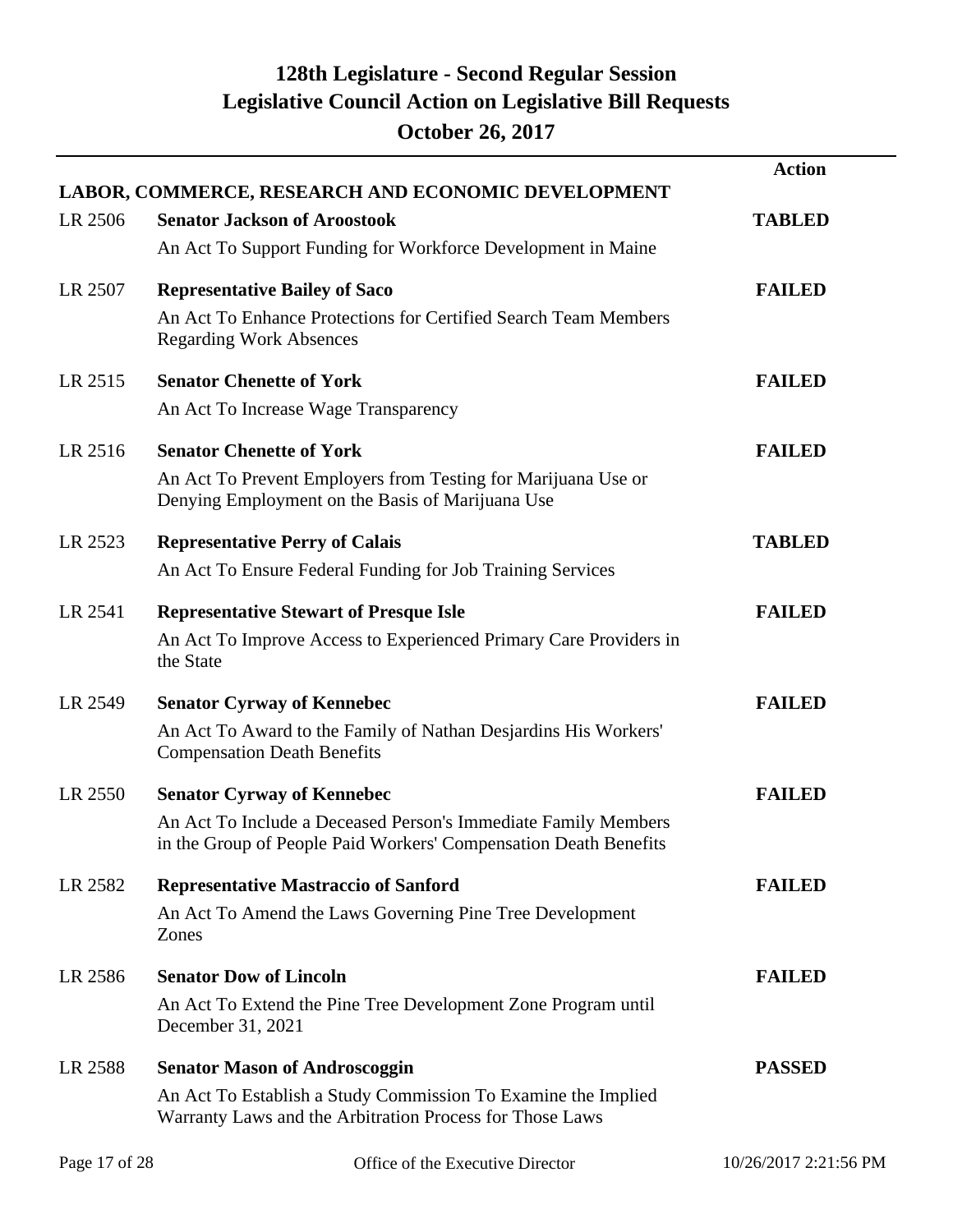# 128th Legislature - Second Regular Session
## Legislative Council Action on Legislative Bill Requests
### October 26, 2017

| | LABOR, COMMERCE, RESEARCH AND ECONOMIC DEVELOPMENT | Action |
|---|---|---|
| LR 2506 | **Senator Jackson of Aroostook**<br>An Act To Support Funding for Workforce Development in Maine | **TABLED** |
| LR 2507 | **Representative Bailey of Saco**<br>An Act To Enhance Protections for Certified Search Team Members Regarding Work Absences | **FAILED** |
| LR 2515 | **Senator Chenette of York**<br>An Act To Increase Wage Transparency | **FAILED** |
| LR 2516 | **Senator Chenette of York**<br>An Act To Prevent Employers from Testing for Marijuana Use or Denying Employment on the Basis of Marijuana Use | **FAILED** |
| LR 2523 | **Representative Perry of Calais**<br>An Act To Ensure Federal Funding for Job Training Services | **TABLED** |
| LR 2541 | **Representative Stewart of Presque Isle**<br>An Act To Improve Access to Experienced Primary Care Providers in the State | **FAILED** |
| LR 2549 | **Senator Cyrway of Kennebec**<br>An Act To Award to the Family of Nathan Desjardins His Workers' Compensation Death Benefits | **FAILED** |
| LR 2550 | **Senator Cyrway of Kennebec**<br>An Act To Include a Deceased Person's Immediate Family Members in the Group of People Paid Workers' Compensation Death Benefits | **FAILED** |
| LR 2582 | **Representative Mastraccio of Sanford**<br>An Act To Amend the Laws Governing Pine Tree Development Zones | **FAILED** |
| LR 2586 | **Senator Dow of Lincoln**<br>An Act To Extend the Pine Tree Development Zone Program until December 31, 2021 | **FAILED** |
| LR 2588 | **Senator Mason of Androscoggin**<br>An Act To Establish a Study Commission To Examine the Implied Warranty Laws and the Arbitration Process for Those Laws | **PASSED** |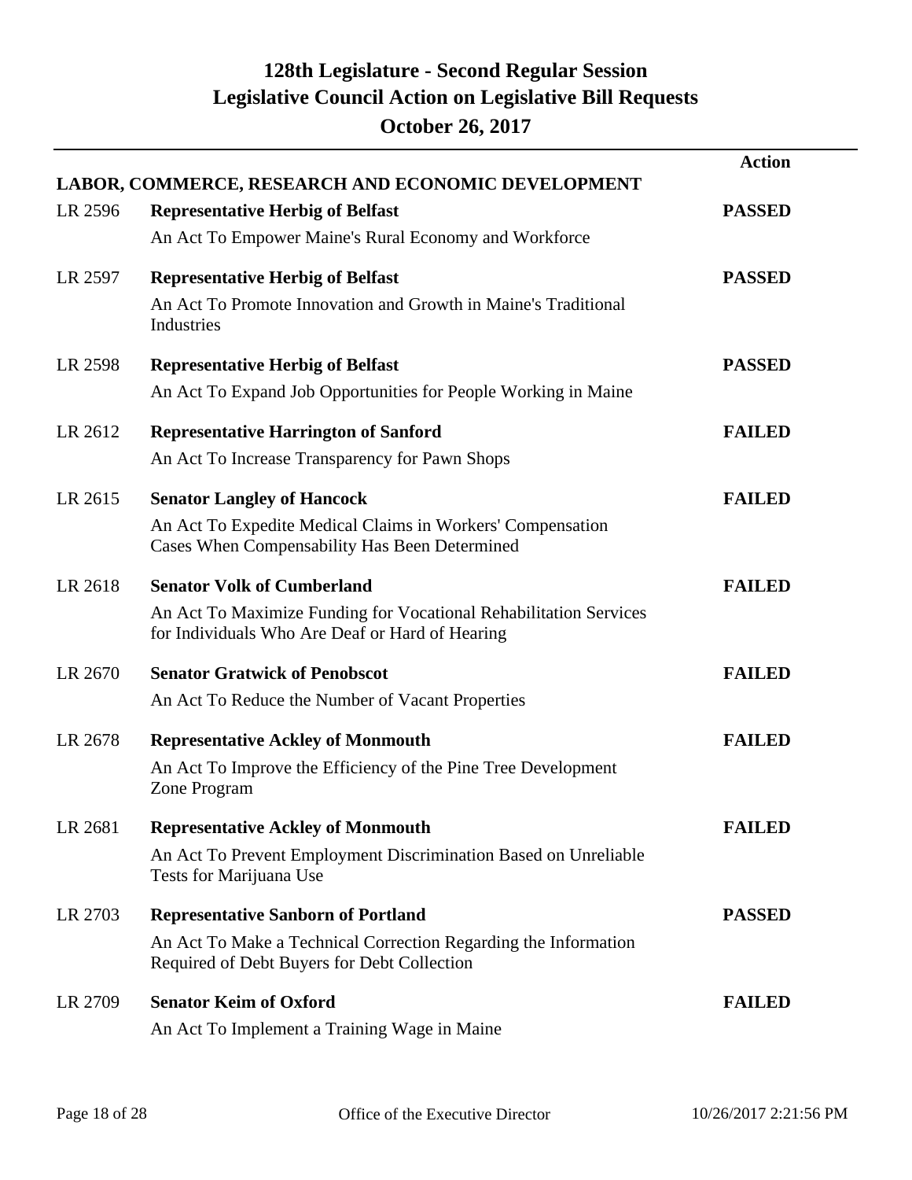# 128th Legislature - Second Regular Session
## Legislative Council Action on Legislative Bill Requests
## October 26, 2017

| | LABOR, COMMERCE, RESEARCH AND ECONOMIC DEVELOPMENT | Action |
|---|---|---|
| LR 2596 | **Representative Herbig of Belfast**<br>An Act To Empower Maine's Rural Economy and Workforce | **PASSED** |
| LR 2597 | **Representative Herbig of Belfast**<br>An Act To Promote Innovation and Growth in Maine's Traditional Industries | **PASSED** |
| LR 2598 | **Representative Herbig of Belfast**<br>An Act To Expand Job Opportunities for People Working in Maine | **PASSED** |
| LR 2612 | **Representative Harrington of Sanford**<br>An Act To Increase Transparency for Pawn Shops | **FAILED** |
| LR 2615 | **Senator Langley of Hancock**<br>An Act To Expedite Medical Claims in Workers' Compensation Cases When Compensability Has Been Determined | **FAILED** |
| LR 2618 | **Senator Volk of Cumberland**<br>An Act To Maximize Funding for Vocational Rehabilitation Services for Individuals Who Are Deaf or Hard of Hearing | **FAILED** |
| LR 2670 | **Senator Gratwick of Penobscot**<br>An Act To Reduce the Number of Vacant Properties | **FAILED** |
| LR 2678 | **Representative Ackley of Monmouth**<br>An Act To Improve the Efficiency of the Pine Tree Development Zone Program | **FAILED** |
| LR 2681 | **Representative Ackley of Monmouth**<br>An Act To Prevent Employment Discrimination Based on Unreliable Tests for Marijuana Use | **FAILED** |
| LR 2703 | **Representative Sanborn of Portland**<br>An Act To Make a Technical Correction Regarding the Information Required of Debt Buyers for Debt Collection | **PASSED** |
| LR 2709 | **Senator Keim of Oxford**<br>An Act To Implement a Training Wage in Maine | **FAILED** |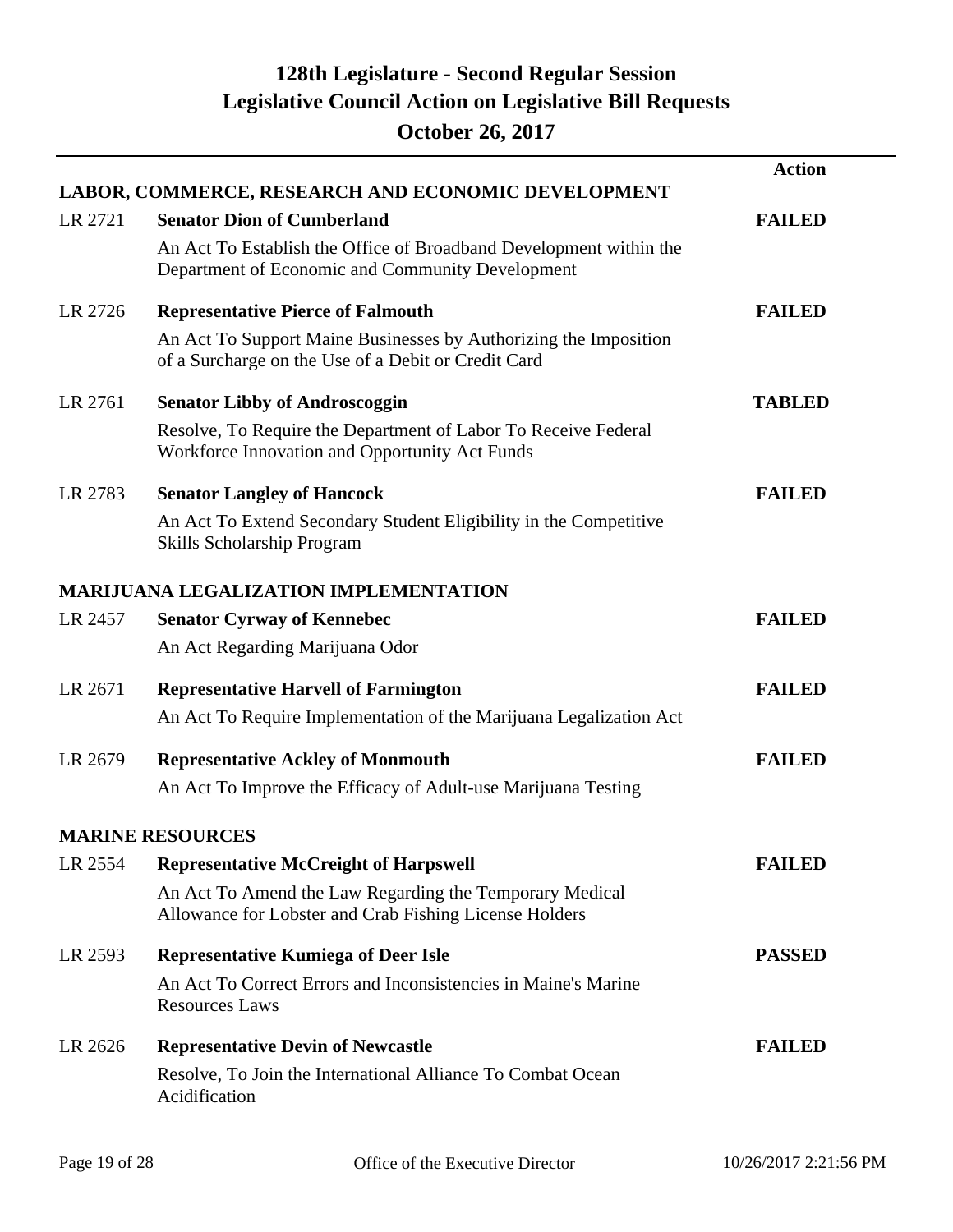# 128th Legislature - Second Regular Session
# Legislative Council Action on Legislative Bill Requests
# October 26, 2017

| | | Action |
|---|---|---|
| **LABOR, COMMERCE, RESEARCH AND ECONOMIC DEVELOPMENT** | | |
| LR 2721 | **Senator Dion of Cumberland**<br>An Act To Establish the Office of Broadband Development within the Department of Economic and Community Development | **FAILED** |
| LR 2726 | **Representative Pierce of Falmouth**<br>An Act To Support Maine Businesses by Authorizing the Imposition of a Surcharge on the Use of a Debit or Credit Card | **FAILED** |
| LR 2761 | **Senator Libby of Androscoggin**<br>Resolve, To Require the Department of Labor To Receive Federal Workforce Innovation and Opportunity Act Funds | **TABLED** |
| LR 2783 | **Senator Langley of Hancock**<br>An Act To Extend Secondary Student Eligibility in the Competitive Skills Scholarship Program | **FAILED** |
| **MARIJUANA LEGALIZATION IMPLEMENTATION** | | |
| LR 2457 | **Senator Cyrway of Kennebec**<br>An Act Regarding Marijuana Odor | **FAILED** |
| LR 2671 | **Representative Harvell of Farmington**<br>An Act To Require Implementation of the Marijuana Legalization Act | **FAILED** |
| LR 2679 | **Representative Ackley of Monmouth**<br>An Act To Improve the Efficacy of Adult-use Marijuana Testing | **FAILED** |
| **MARINE RESOURCES** | | |
| LR 2554 | **Representative McCreight of Harpswell**<br>An Act To Amend the Law Regarding the Temporary Medical Allowance for Lobster and Crab Fishing License Holders | **FAILED** |
| LR 2593 | **Representative Kumiega of Deer Isle**<br>An Act To Correct Errors and Inconsistencies in Maine's Marine Resources Laws | **PASSED** |
| LR 2626 | **Representative Devin of Newcastle**<br>Resolve, To Join the International Alliance To Combat Ocean Acidification | **FAILED** |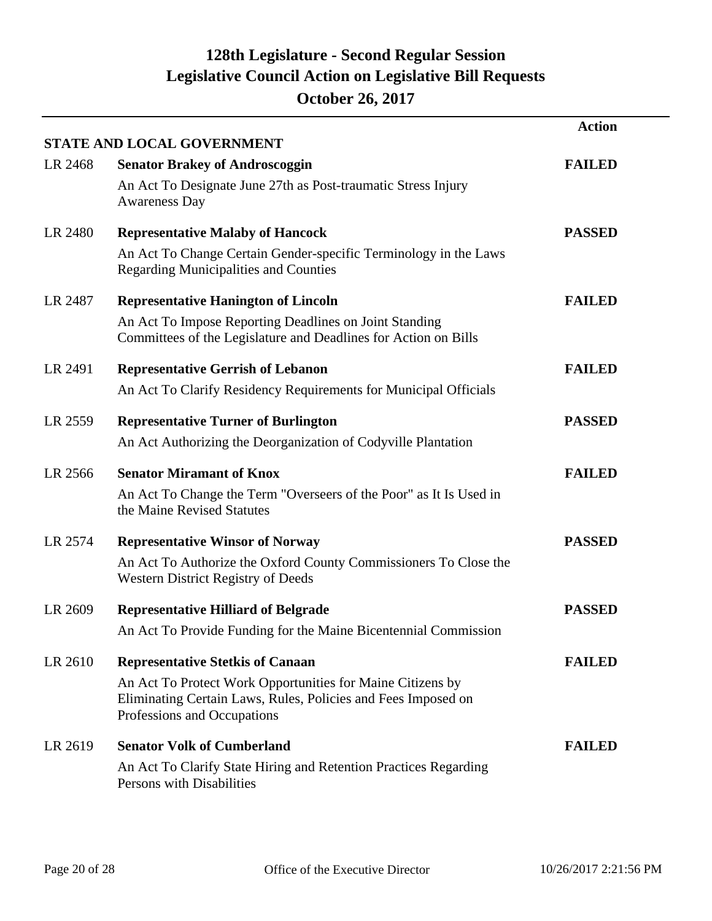# 128th Legislature - Second Regular Session
## Legislative Council Action on Legislative Bill Requests
## October 26, 2017

### STATE AND LOCAL GOVERNMENT

| LR | Sponsor / Title | Action |
|---|---|---|
| LR 2468 | **Senator Brakey of Androscoggin**<br>An Act To Designate June 27th as Post-traumatic Stress Injury Awareness Day | **FAILED** |
| LR 2480 | **Representative Malaby of Hancock**<br>An Act To Change Certain Gender-specific Terminology in the Laws Regarding Municipalities and Counties | **PASSED** |
| LR 2487 | **Representative Hanington of Lincoln**<br>An Act To Impose Reporting Deadlines on Joint Standing Committees of the Legislature and Deadlines for Action on Bills | **FAILED** |
| LR 2491 | **Representative Gerrish of Lebanon**<br>An Act To Clarify Residency Requirements for Municipal Officials | **FAILED** |
| LR 2559 | **Representative Turner of Burlington**<br>An Act Authorizing the Deorganization of Codyville Plantation | **PASSED** |
| LR 2566 | **Senator Miramant of Knox**<br>An Act To Change the Term "Overseers of the Poor" as It Is Used in the Maine Revised Statutes | **FAILED** |
| LR 2574 | **Representative Winsor of Norway**<br>An Act To Authorize the Oxford County Commissioners To Close the Western District Registry of Deeds | **PASSED** |
| LR 2609 | **Representative Hilliard of Belgrade**<br>An Act To Provide Funding for the Maine Bicentennial Commission | **PASSED** |
| LR 2610 | **Representative Stetkis of Canaan**<br>An Act To Protect Work Opportunities for Maine Citizens by Eliminating Certain Laws, Rules, Policies and Fees Imposed on Professions and Occupations | **FAILED** |
| LR 2619 | **Senator Volk of Cumberland**<br>An Act To Clarify State Hiring and Retention Practices Regarding Persons with Disabilities | **FAILED** |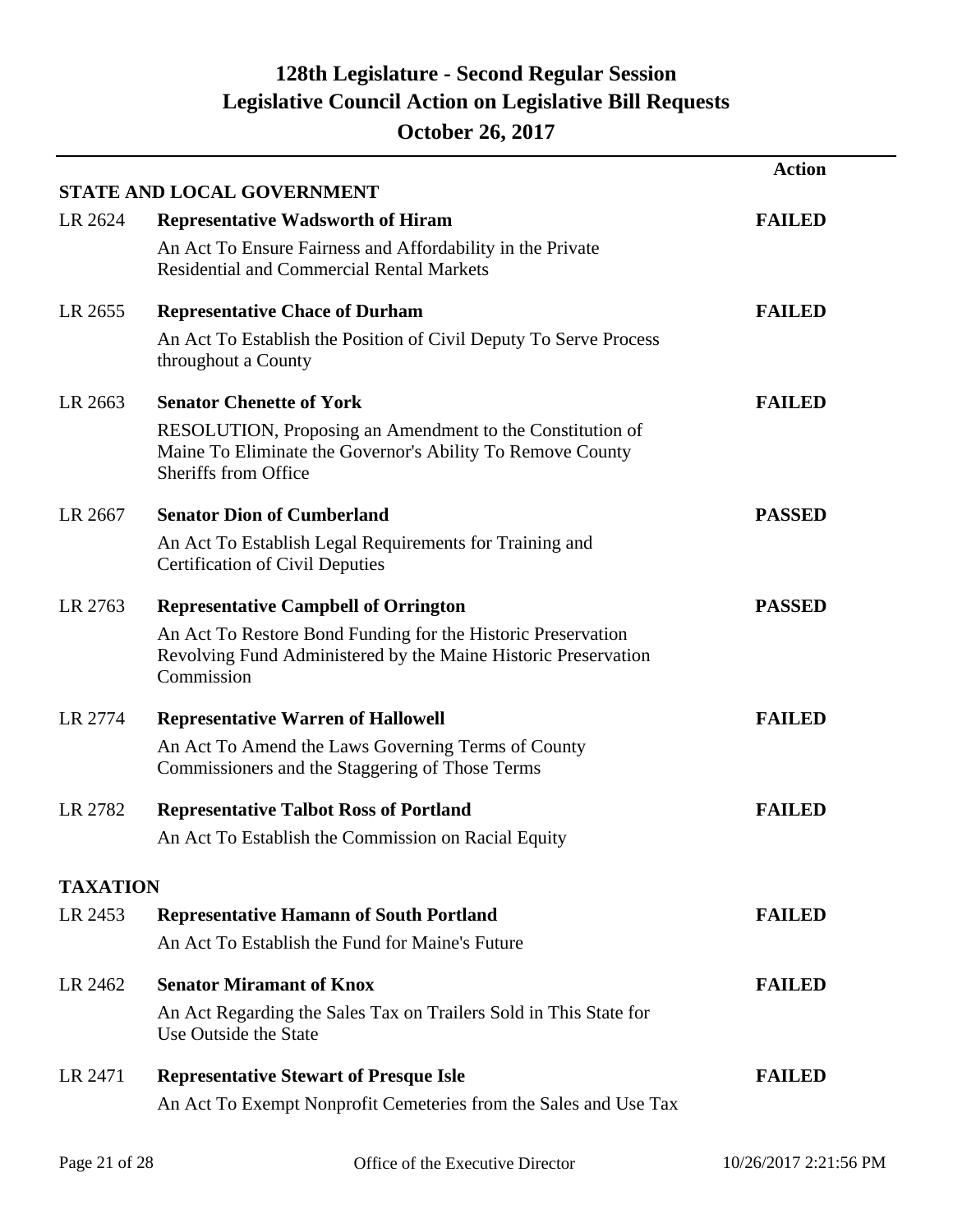# 128th Legislature - Second Regular Session
## Legislative Council Action on Legislative Bill Requests
### October 26, 2017

| | | Action |
|---|---|---|
| **STATE AND LOCAL GOVERNMENT** | | |
| LR 2624 | **Representative Wadsworth of Hiram**<br>An Act To Ensure Fairness and Affordability in the Private Residential and Commercial Rental Markets | **FAILED** |
| LR 2655 | **Representative Chace of Durham**<br>An Act To Establish the Position of Civil Deputy To Serve Process throughout a County | **FAILED** |
| LR 2663 | **Senator Chenette of York**<br>RESOLUTION, Proposing an Amendment to the Constitution of Maine To Eliminate the Governor's Ability To Remove County Sheriffs from Office | **FAILED** |
| LR 2667 | **Senator Dion of Cumberland**<br>An Act To Establish Legal Requirements for Training and Certification of Civil Deputies | **PASSED** |
| LR 2763 | **Representative Campbell of Orrington**<br>An Act To Restore Bond Funding for the Historic Preservation Revolving Fund Administered by the Maine Historic Preservation Commission | **PASSED** |
| LR 2774 | **Representative Warren of Hallowell**<br>An Act To Amend the Laws Governing Terms of County Commissioners and the Staggering of Those Terms | **FAILED** |
| LR 2782 | **Representative Talbot Ross of Portland**<br>An Act To Establish the Commission on Racial Equity | **FAILED** |
| **TAXATION** | | |
| LR 2453 | **Representative Hamann of South Portland**<br>An Act To Establish the Fund for Maine's Future | **FAILED** |
| LR 2462 | **Senator Miramant of Knox**<br>An Act Regarding the Sales Tax on Trailers Sold in This State for Use Outside the State | **FAILED** |
| LR 2471 | **Representative Stewart of Presque Isle**<br>An Act To Exempt Nonprofit Cemeteries from the Sales and Use Tax | **FAILED** |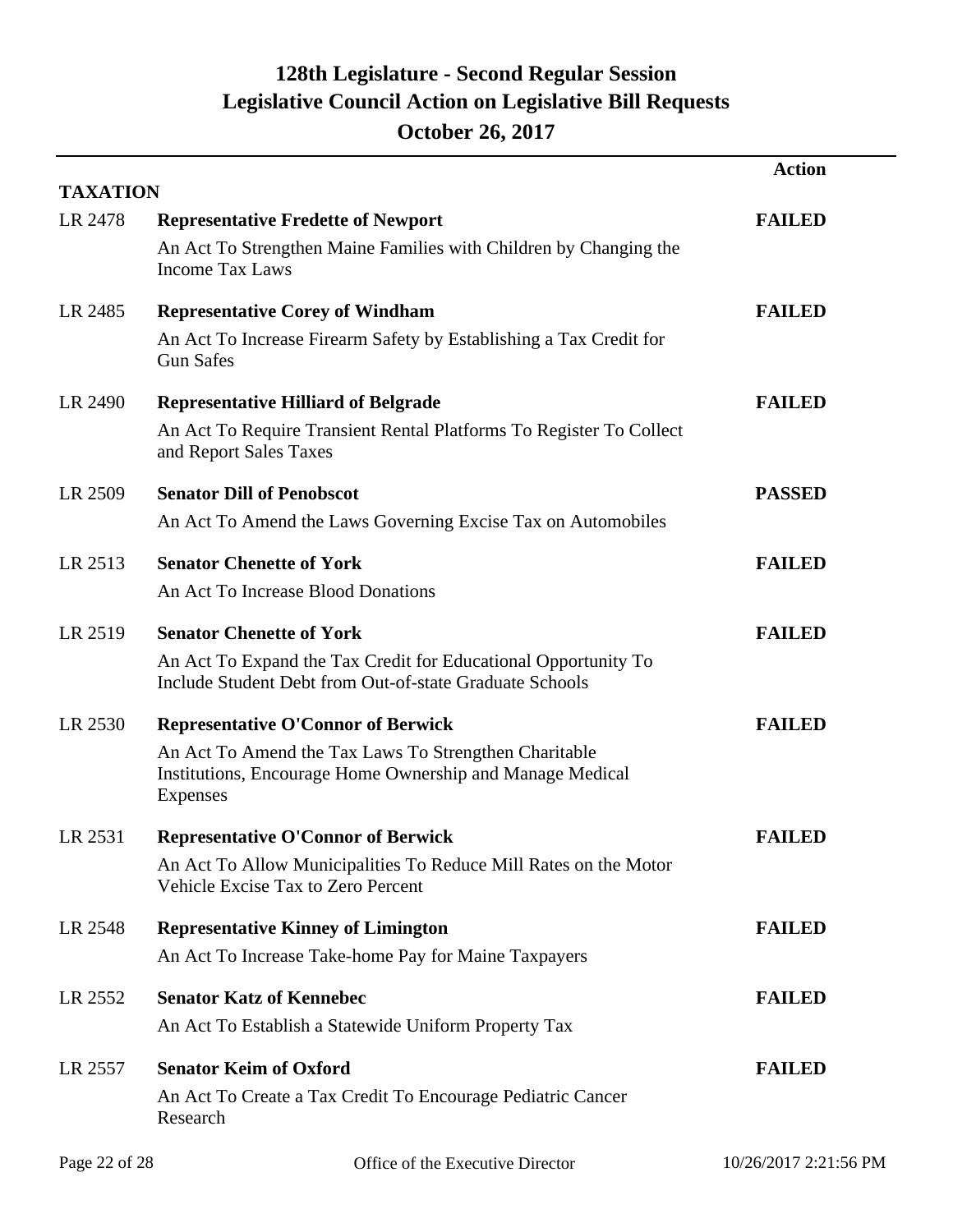# 128th Legislature - Second Regular Session
## Legislative Council Action on Legislative Bill Requests
### October 26, 2017

### TAXATION

| | | Action |
|---|---|---|
| LR 2478 | **Representative Fredette of Newport**<br>An Act To Strengthen Maine Families with Children by Changing the Income Tax Laws | **FAILED** |
| LR 2485 | **Representative Corey of Windham**<br>An Act To Increase Firearm Safety by Establishing a Tax Credit for Gun Safes | **FAILED** |
| LR 2490 | **Representative Hilliard of Belgrade**<br>An Act To Require Transient Rental Platforms To Register To Collect and Report Sales Taxes | **FAILED** |
| LR 2509 | **Senator Dill of Penobscot**<br>An Act To Amend the Laws Governing Excise Tax on Automobiles | **PASSED** |
| LR 2513 | **Senator Chenette of York**<br>An Act To Increase Blood Donations | **FAILED** |
| LR 2519 | **Senator Chenette of York**<br>An Act To Expand the Tax Credit for Educational Opportunity To Include Student Debt from Out-of-state Graduate Schools | **FAILED** |
| LR 2530 | **Representative O'Connor of Berwick**<br>An Act To Amend the Tax Laws To Strengthen Charitable Institutions, Encourage Home Ownership and Manage Medical Expenses | **FAILED** |
| LR 2531 | **Representative O'Connor of Berwick**<br>An Act To Allow Municipalities To Reduce Mill Rates on the Motor Vehicle Excise Tax to Zero Percent | **FAILED** |
| LR 2548 | **Representative Kinney of Limington**<br>An Act To Increase Take-home Pay for Maine Taxpayers | **FAILED** |
| LR 2552 | **Senator Katz of Kennebec**<br>An Act To Establish a Statewide Uniform Property Tax | **FAILED** |
| LR 2557 | **Senator Keim of Oxford**<br>An Act To Create a Tax Credit To Encourage Pediatric Cancer Research | **FAILED** |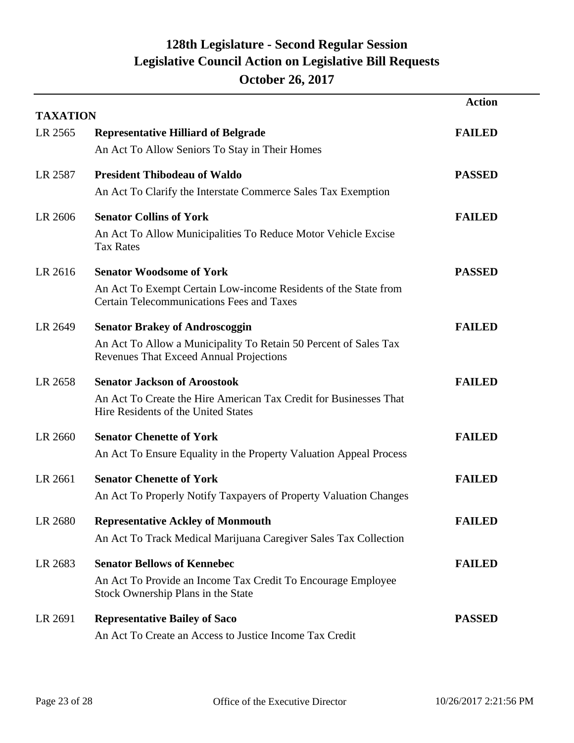# 128th Legislature - Second Regular Session
## Legislative Council Action on Legislative Bill Requests
### October 26, 2017

**TAXATION**

| | | Action |
|---|---|---|
| LR 2565 | **Representative Hilliard of Belgrade**<br>An Act To Allow Seniors To Stay in Their Homes | **FAILED** |
| LR 2587 | **President Thibodeau of Waldo**<br>An Act To Clarify the Interstate Commerce Sales Tax Exemption | **PASSED** |
| LR 2606 | **Senator Collins of York**<br>An Act To Allow Municipalities To Reduce Motor Vehicle Excise Tax Rates | **FAILED** |
| LR 2616 | **Senator Woodsome of York**<br>An Act To Exempt Certain Low-income Residents of the State from Certain Telecommunications Fees and Taxes | **PASSED** |
| LR 2649 | **Senator Brakey of Androscoggin**<br>An Act To Allow a Municipality To Retain 50 Percent of Sales Tax Revenues That Exceed Annual Projections | **FAILED** |
| LR 2658 | **Senator Jackson of Aroostook**<br>An Act To Create the Hire American Tax Credit for Businesses That Hire Residents of the United States | **FAILED** |
| LR 2660 | **Senator Chenette of York**<br>An Act To Ensure Equality in the Property Valuation Appeal Process | **FAILED** |
| LR 2661 | **Senator Chenette of York**<br>An Act To Properly Notify Taxpayers of Property Valuation Changes | **FAILED** |
| LR 2680 | **Representative Ackley of Monmouth**<br>An Act To Track Medical Marijuana Caregiver Sales Tax Collection | **FAILED** |
| LR 2683 | **Senator Bellows of Kennebec**<br>An Act To Provide an Income Tax Credit To Encourage Employee Stock Ownership Plans in the State | **FAILED** |
| LR 2691 | **Representative Bailey of Saco**<br>An Act To Create an Access to Justice Income Tax Credit | **PASSED** |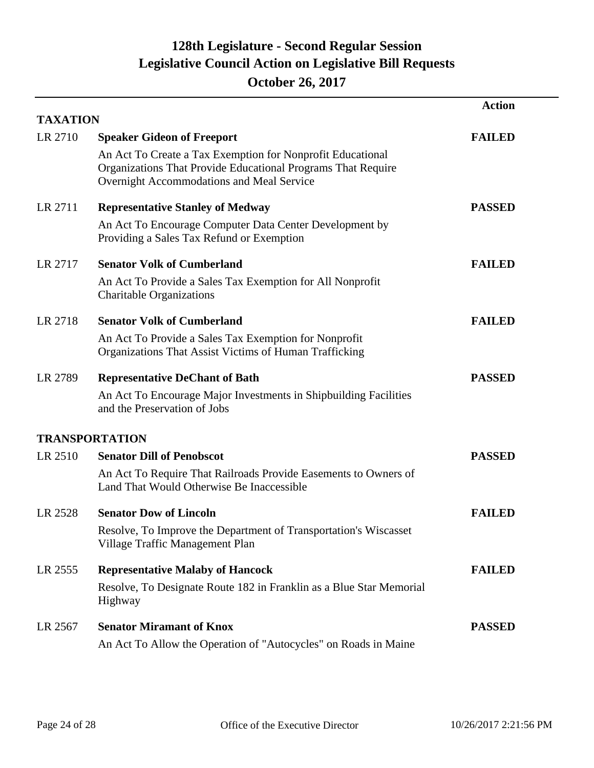# 128th Legislature - Second Regular Session
## Legislative Council Action on Legislative Bill Requests
## October 26, 2017

| | | Action |
|---|---|---|
| **TAXATION** | | |
| LR 2710 | **Speaker Gideon of Freeport**<br>An Act To Create a Tax Exemption for Nonprofit Educational Organizations That Provide Educational Programs That Require Overnight Accommodations and Meal Service | **FAILED** |
| LR 2711 | **Representative Stanley of Medway**<br>An Act To Encourage Computer Data Center Development by Providing a Sales Tax Refund or Exemption | **PASSED** |
| LR 2717 | **Senator Volk of Cumberland**<br>An Act To Provide a Sales Tax Exemption for All Nonprofit Charitable Organizations | **FAILED** |
| LR 2718 | **Senator Volk of Cumberland**<br>An Act To Provide a Sales Tax Exemption for Nonprofit Organizations That Assist Victims of Human Trafficking | **FAILED** |
| LR 2789 | **Representative DeChant of Bath**<br>An Act To Encourage Major Investments in Shipbuilding Facilities and the Preservation of Jobs | **PASSED** |
| **TRANSPORTATION** | | |
| LR 2510 | **Senator Dill of Penobscot**<br>An Act To Require That Railroads Provide Easements to Owners of Land That Would Otherwise Be Inaccessible | **PASSED** |
| LR 2528 | **Senator Dow of Lincoln**<br>Resolve, To Improve the Department of Transportation's Wiscasset Village Traffic Management Plan | **FAILED** |
| LR 2555 | **Representative Malaby of Hancock**<br>Resolve, To Designate Route 182 in Franklin as a Blue Star Memorial Highway | **FAILED** |
| LR 2567 | **Senator Miramant of Knox**<br>An Act To Allow the Operation of "Autocycles" on Roads in Maine | **PASSED** |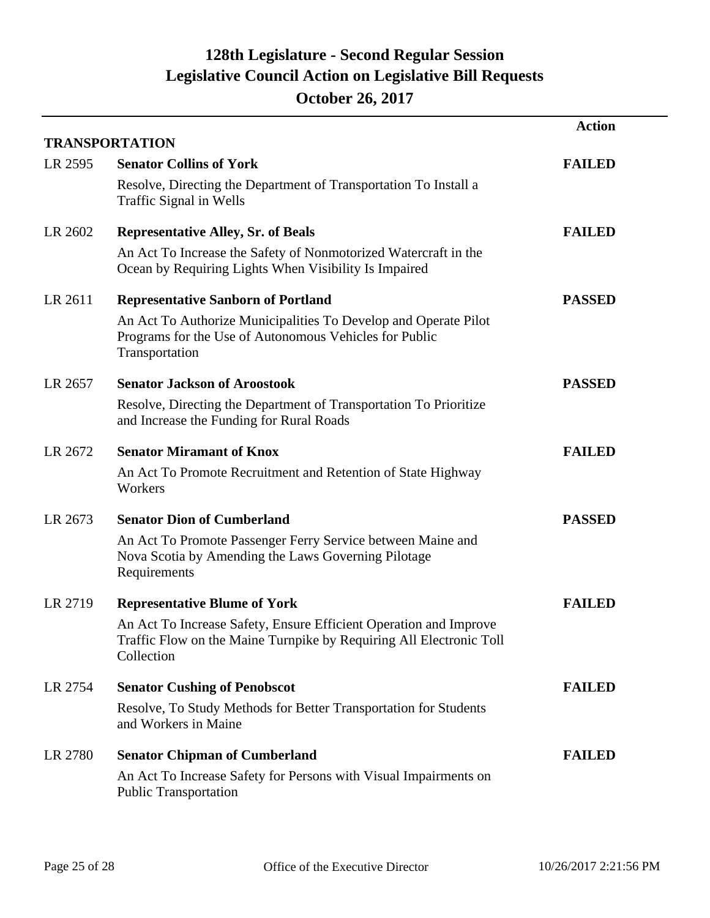# 128th Legislature - Second Regular Session
## Legislative Council Action on Legislative Bill Requests
## October 26, 2017

### TRANSPORTATION

| | | Action |
|---|---|---|
| LR 2595 | **Senator Collins of York**<br>Resolve, Directing the Department of Transportation To Install a Traffic Signal in Wells | **FAILED** |
| LR 2602 | **Representative Alley, Sr. of Beals**<br>An Act To Increase the Safety of Nonmotorized Watercraft in the Ocean by Requiring Lights When Visibility Is Impaired | **FAILED** |
| LR 2611 | **Representative Sanborn of Portland**<br>An Act To Authorize Municipalities To Develop and Operate Pilot Programs for the Use of Autonomous Vehicles for Public Transportation | **PASSED** |
| LR 2657 | **Senator Jackson of Aroostook**<br>Resolve, Directing the Department of Transportation To Prioritize and Increase the Funding for Rural Roads | **PASSED** |
| LR 2672 | **Senator Miramant of Knox**<br>An Act To Promote Recruitment and Retention of State Highway Workers | **FAILED** |
| LR 2673 | **Senator Dion of Cumberland**<br>An Act To Promote Passenger Ferry Service between Maine and Nova Scotia by Amending the Laws Governing Pilotage Requirements | **PASSED** |
| LR 2719 | **Representative Blume of York**<br>An Act To Increase Safety, Ensure Efficient Operation and Improve Traffic Flow on the Maine Turnpike by Requiring All Electronic Toll Collection | **FAILED** |
| LR 2754 | **Senator Cushing of Penobscot**<br>Resolve, To Study Methods for Better Transportation for Students and Workers in Maine | **FAILED** |
| LR 2780 | **Senator Chipman of Cumberland**<br>An Act To Increase Safety for Persons with Visual Impairments on Public Transportation | **FAILED** |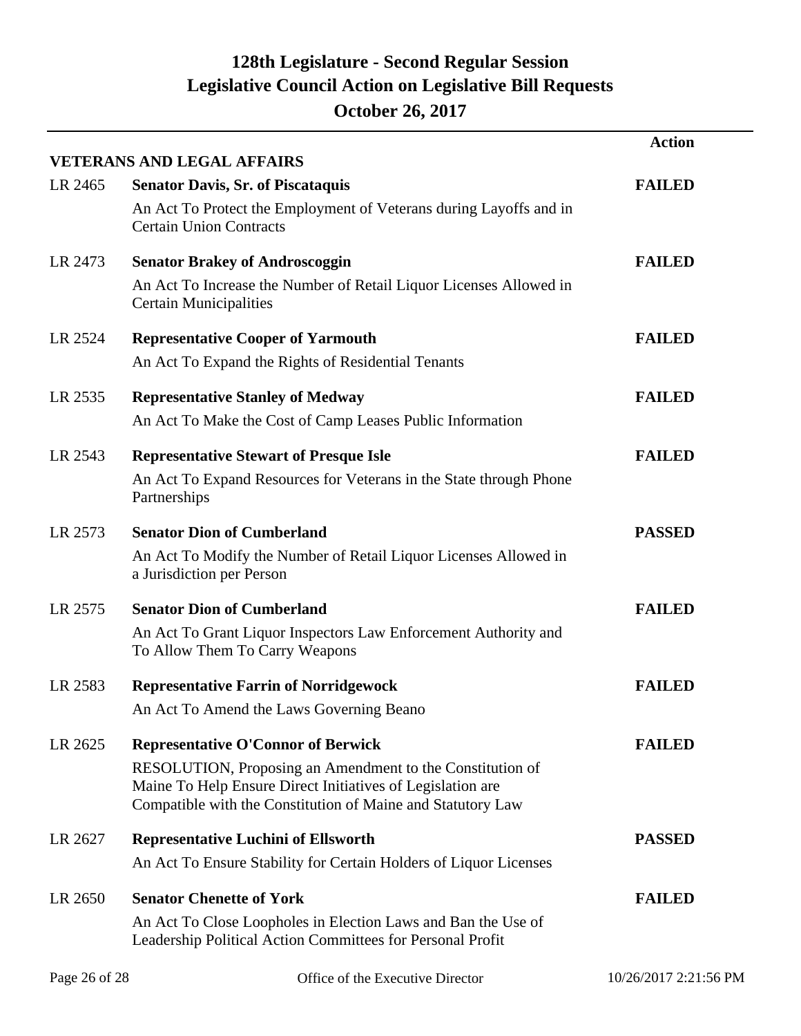# 128th Legislature - Second Regular Session
## Legislative Council Action on Legislative Bill Requests
### October 26, 2017

| | | Action |
|---|---|---|
| **VETERANS AND LEGAL AFFAIRS** | | |
| LR 2465 | **Senator Davis, Sr. of Piscataquis**<br>An Act To Protect the Employment of Veterans during Layoffs and in Certain Union Contracts | **FAILED** |
| LR 2473 | **Senator Brakey of Androscoggin**<br>An Act To Increase the Number of Retail Liquor Licenses Allowed in Certain Municipalities | **FAILED** |
| LR 2524 | **Representative Cooper of Yarmouth**<br>An Act To Expand the Rights of Residential Tenants | **FAILED** |
| LR 2535 | **Representative Stanley of Medway**<br>An Act To Make the Cost of Camp Leases Public Information | **FAILED** |
| LR 2543 | **Representative Stewart of Presque Isle**<br>An Act To Expand Resources for Veterans in the State through Phone Partnerships | **FAILED** |
| LR 2573 | **Senator Dion of Cumberland**<br>An Act To Modify the Number of Retail Liquor Licenses Allowed in a Jurisdiction per Person | **PASSED** |
| LR 2575 | **Senator Dion of Cumberland**<br>An Act To Grant Liquor Inspectors Law Enforcement Authority and To Allow Them To Carry Weapons | **FAILED** |
| LR 2583 | **Representative Farrin of Norridgewock**<br>An Act To Amend the Laws Governing Beano | **FAILED** |
| LR 2625 | **Representative O'Connor of Berwick**<br>RESOLUTION, Proposing an Amendment to the Constitution of Maine To Help Ensure Direct Initiatives of Legislation are Compatible with the Constitution of Maine and Statutory Law | **FAILED** |
| LR 2627 | **Representative Luchini of Ellsworth**<br>An Act To Ensure Stability for Certain Holders of Liquor Licenses | **PASSED** |
| LR 2650 | **Senator Chenette of York**<br>An Act To Close Loopholes in Election Laws and Ban the Use of Leadership Political Action Committees for Personal Profit | **FAILED** |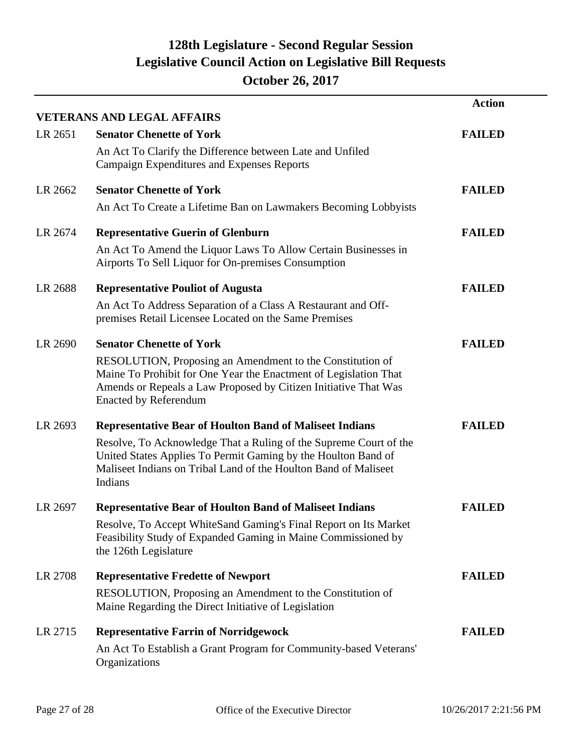# 128th Legislature - Second Regular Session
## Legislative Council Action on Legislative Bill Requests
### October 26, 2017

| | | Action |
|---|---|---|
| **VETERANS AND LEGAL AFFAIRS** | | |
| LR 2651 | **Senator Chenette of York**<br>An Act To Clarify the Difference between Late and Unfiled Campaign Expenditures and Expenses Reports | **FAILED** |
| LR 2662 | **Senator Chenette of York**<br>An Act To Create a Lifetime Ban on Lawmakers Becoming Lobbyists | **FAILED** |
| LR 2674 | **Representative Guerin of Glenburn**<br>An Act To Amend the Liquor Laws To Allow Certain Businesses in Airports To Sell Liquor for On-premises Consumption | **FAILED** |
| LR 2688 | **Representative Pouliot of Augusta**<br>An Act To Address Separation of a Class A Restaurant and Off-premises Retail Licensee Located on the Same Premises | **FAILED** |
| LR 2690 | **Senator Chenette of York**<br>RESOLUTION, Proposing an Amendment to the Constitution of Maine To Prohibit for One Year the Enactment of Legislation That Amends or Repeals a Law Proposed by Citizen Initiative That Was Enacted by Referendum | **FAILED** |
| LR 2693 | **Representative Bear of Houlton Band of Maliseet Indians**<br>Resolve, To Acknowledge That a Ruling of the Supreme Court of the United States Applies To Permit Gaming by the Houlton Band of Maliseet Indians on Tribal Land of the Houlton Band of Maliseet Indians | **FAILED** |
| LR 2697 | **Representative Bear of Houlton Band of Maliseet Indians**<br>Resolve, To Accept WhiteSand Gaming's Final Report on Its Market Feasibility Study of Expanded Gaming in Maine Commissioned by the 126th Legislature | **FAILED** |
| LR 2708 | **Representative Fredette of Newport**<br>RESOLUTION, Proposing an Amendment to the Constitution of Maine Regarding the Direct Initiative of Legislation | **FAILED** |
| LR 2715 | **Representative Farrin of Norridgewock**<br>An Act To Establish a Grant Program for Community-based Veterans' Organizations | **FAILED** |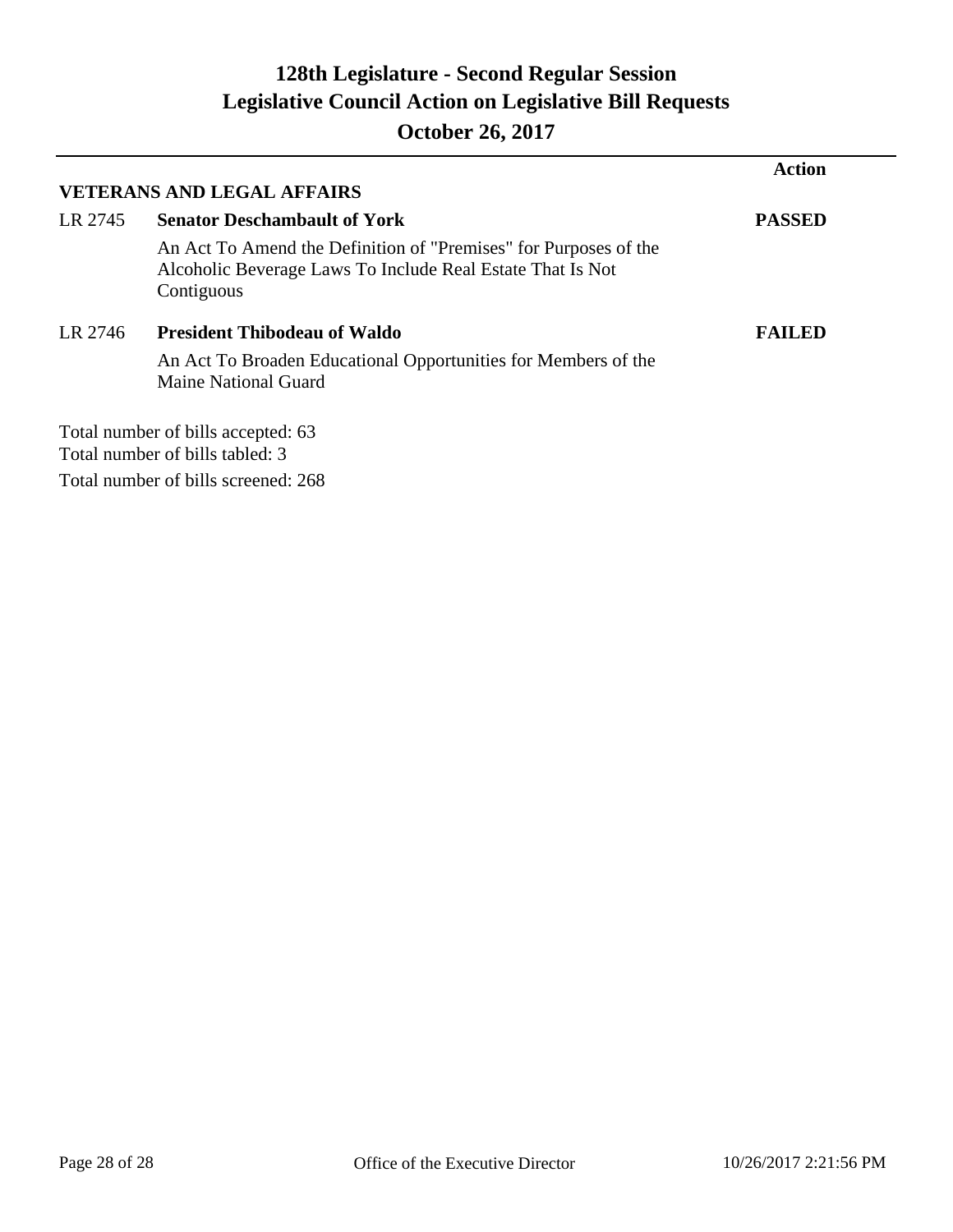# 128th Legislature - Second Regular Session
## Legislative Council Action on Legislative Bill Requests
## October 26, 2017

| | | Action |
|---|---|---|
| **VETERANS AND LEGAL AFFAIRS** | | |
| LR 2745 | **Senator Deschambault of York**<br>An Act To Amend the Definition of "Premises" for Purposes of the Alcoholic Beverage Laws To Include Real Estate That Is Not Contiguous | **PASSED** |
| LR 2746 | **President Thibodeau of Waldo**<br>An Act To Broaden Educational Opportunities for Members of the Maine National Guard | **FAILED** |

Total number of bills accepted: 63

Total number of bills tabled: 3

Total number of bills screened: 268

Office of the Executive Director

10/26/2017 2:21:56 PM